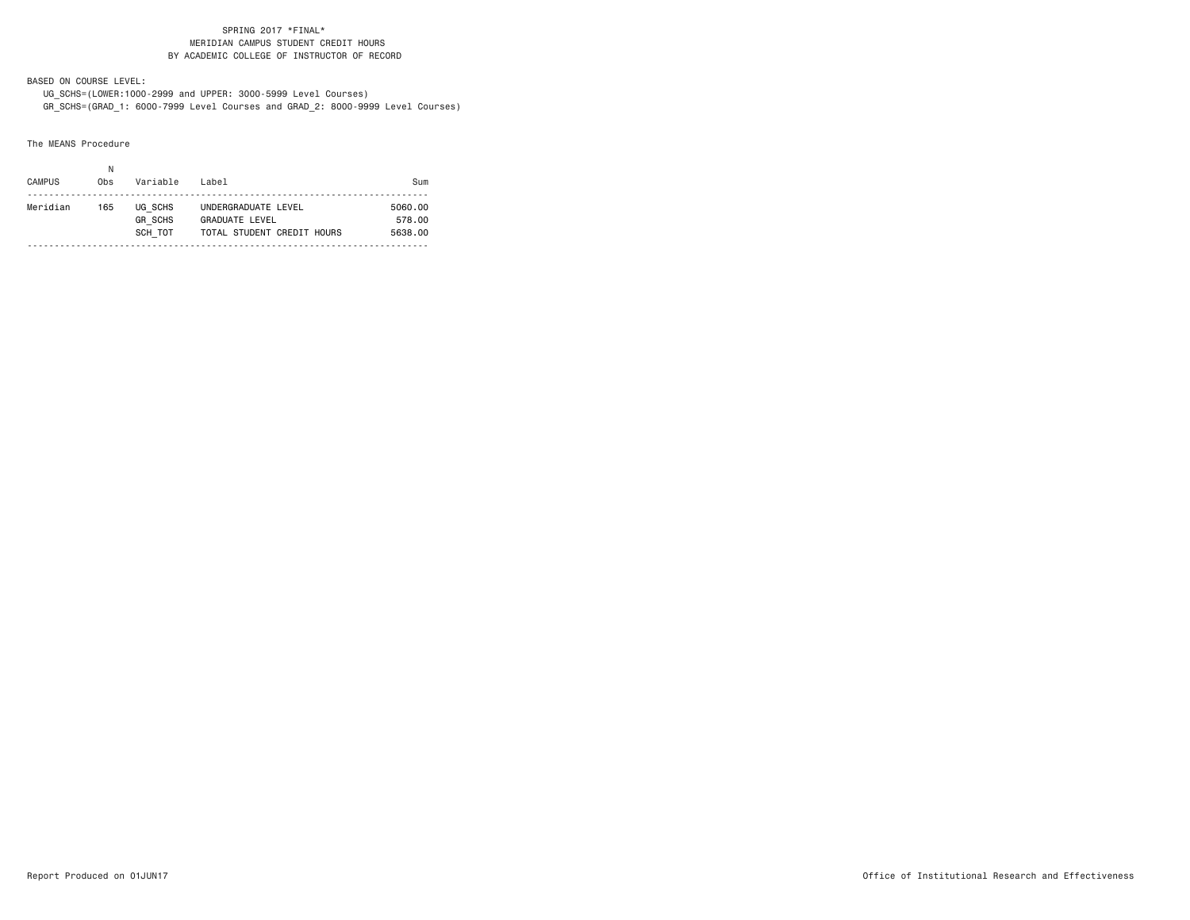# SPRING 2017 *FINAL*
## MERIDIAN CAMPUS STUDENT CREDIT HOURS
## BY ACADEMIC COLLEGE OF INSTRUCTOR OF RECORD

BASED ON COURSE LEVEL:

UG_SCHS=(LOWER:1000-2999 and UPPER: 3000-5999 Level Courses)

GR_SCHS=(GRAD_1: 6000-7999 Level Courses and GRAD_2: 8000-9999 Level Courses)

The MEANS Procedure

| CAMPUS | N Obs | Variable | Label | Sum |
|---|---|---|---|---|
| Meridian | 165 | UG_SCHS | UNDERGRADUATE LEVEL | 5060.00 |
| | | GR_SCHS | GRADUATE LEVEL | 578.00 |
| | | SCH_TOT | TOTAL STUDENT CREDIT HOURS | 5638.00 |

Report Produced on 01JUN17

Office of Institutional Research and Effectiveness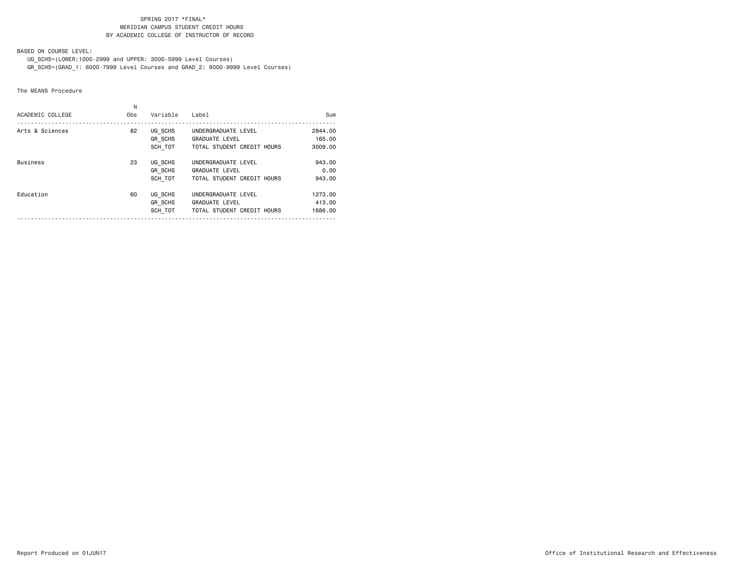SPRING 2017 *FINAL*
MERIDIAN CAMPUS STUDENT CREDIT HOURS
BY ACADEMIC COLLEGE OF INSTRUCTOR OF RECORD

BASED ON COURSE LEVEL:
UG_SCHS=(LOWER:1000-2999 and UPPER: 3000-5999 Level Courses)
GR_SCHS=(GRAD_1: 6000-7999 Level Courses and GRAD_2: 8000-9999 Level Courses)

The MEANS Procedure

| ACADEMIC COLLEGE | N Obs | Variable | Label | Sum |
|---|---|---|---|---|
| Arts & Sciences | 82 | UG_SCHS | UNDERGRADUATE LEVEL | 2844.00 |
| | | GR_SCHS | GRADUATE LEVEL | 165.00 |
| | | SCH_TOT | TOTAL STUDENT CREDIT HOURS | 3009.00 |
| Business | 23 | UG_SCHS | UNDERGRADUATE LEVEL | 943.00 |
| | | GR_SCHS | GRADUATE LEVEL | 0.00 |
| | | SCH_TOT | TOTAL STUDENT CREDIT HOURS | 943.00 |
| Education | 60 | UG_SCHS | UNDERGRADUATE LEVEL | 1273.00 |
| | | GR_SCHS | GRADUATE LEVEL | 413.00 |
| | | SCH_TOT | TOTAL STUDENT CREDIT HOURS | 1686.00 |

Report Produced on 01JUN17

Office of Institutional Research and Effectiveness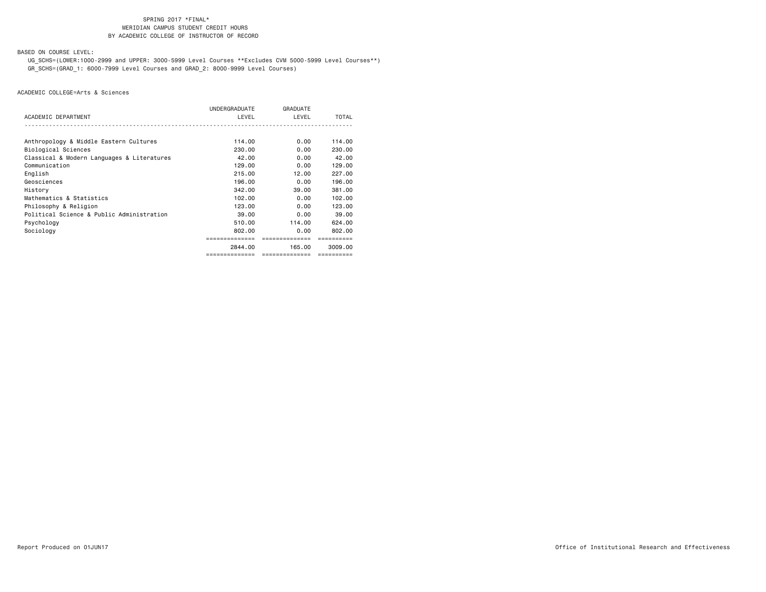SPRING 2017 *FINAL*
MERIDIAN CAMPUS STUDENT CREDIT HOURS
BY ACADEMIC COLLEGE OF INSTRUCTOR OF RECORD

BASED ON COURSE LEVEL:

UG_SCHS=(LOWER:1000-2999 and UPPER: 3000-5999 Level Courses **Excludes CVM 5000-5999 Level Courses**)
GR_SCHS=(GRAD_1: 6000-7999 Level Courses and GRAD_2: 8000-9999 Level Courses)

ACADEMIC COLLEGE=Arts & Sciences

| ACADEMIC DEPARTMENT | UNDERGRADUATE LEVEL | GRADUATE LEVEL | TOTAL |
|---|---|---|---|
| Anthropology & Middle Eastern Cultures | 114.00 | 0.00 | 114.00 |
| Biological Sciences | 230.00 | 0.00 | 230.00 |
| Classical & Modern Languages & Literatures | 42.00 | 0.00 | 42.00 |
| Communication | 129.00 | 0.00 | 129.00 |
| English | 215.00 | 12.00 | 227.00 |
| Geosciences | 196.00 | 0.00 | 196.00 |
| History | 342.00 | 39.00 | 381.00 |
| Mathematics & Statistics | 102.00 | 0.00 | 102.00 |
| Philosophy & Religion | 123.00 | 0.00 | 123.00 |
| Political Science & Public Administration | 39.00 | 0.00 | 39.00 |
| Psychology | 510.00 | 114.00 | 624.00 |
| Sociology | 802.00 | 0.00 | 802.00 |
| | 2844.00 | 165.00 | 3009.00 |

Report Produced on 01JUN17

Office of Institutional Research and Effectiveness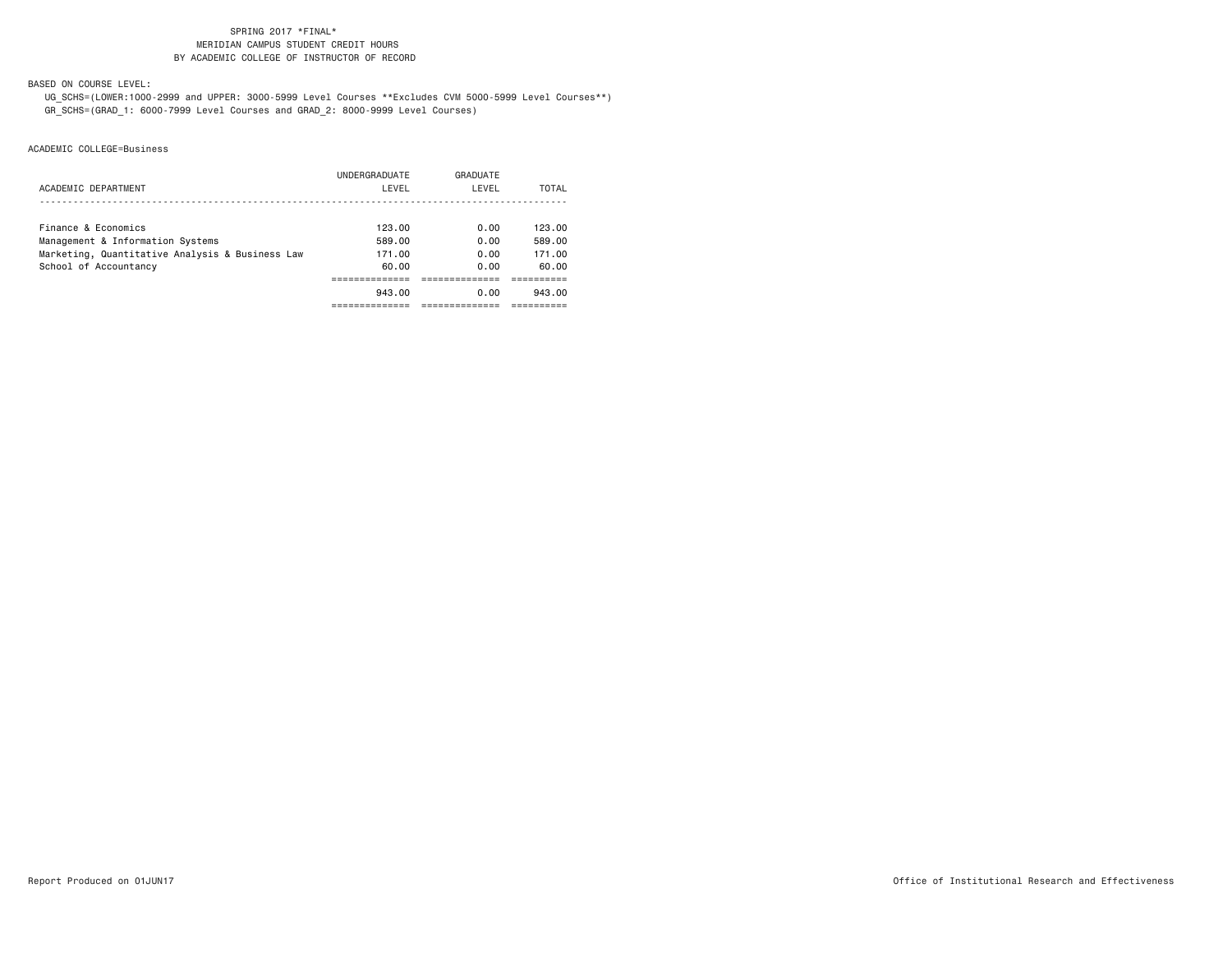SPRING 2017 *FINAL*
MERIDIAN CAMPUS STUDENT CREDIT HOURS
BY ACADEMIC COLLEGE OF INSTRUCTOR OF RECORD

BASED ON COURSE LEVEL:

UG_SCHS=(LOWER:1000-2999 and UPPER: 3000-5999 Level Courses **Excludes CVM 5000-5999 Level Courses**)
GR_SCHS=(GRAD_1: 6000-7999 Level Courses and GRAD_2: 8000-9999 Level Courses)

ACADEMIC COLLEGE=Business

| ACADEMIC DEPARTMENT | UNDERGRADUATE LEVEL | GRADUATE LEVEL | TOTAL |
|---|---|---|---|
| Finance & Economics | 123.00 | 0.00 | 123.00 |
| Management & Information Systems | 589.00 | 0.00 | 589.00 |
| Marketing, Quantitative Analysis & Business Law | 171.00 | 0.00 | 171.00 |
| School of Accountancy | 60.00 | 0.00 | 60.00 |
| | 943.00 | 0.00 | 943.00 |

Report Produced on 01JUN17

Office of Institutional Research and Effectiveness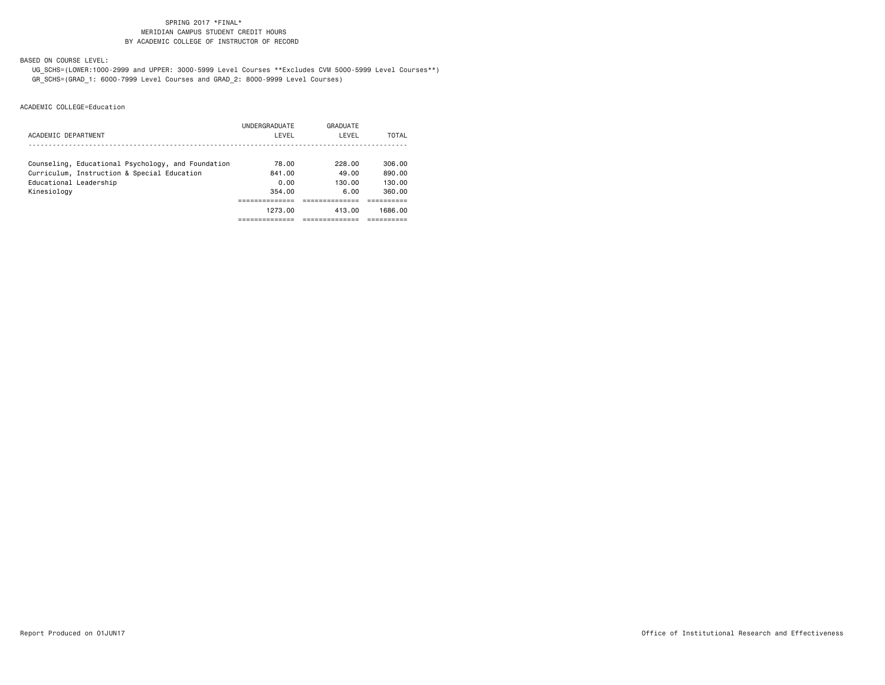SPRING 2017 *FINAL*
MERIDIAN CAMPUS STUDENT CREDIT HOURS
BY ACADEMIC COLLEGE OF INSTRUCTOR OF RECORD

BASED ON COURSE LEVEL:
UG_SCHS=(LOWER:1000-2999 and UPPER: 3000-5999 Level Courses **Excludes CVM 5000-5999 Level Courses**)
GR_SCHS=(GRAD_1: 6000-7999 Level Courses and GRAD_2: 8000-9999 Level Courses)

ACADEMIC COLLEGE=Education

| ACADEMIC DEPARTMENT | UNDERGRADUATE LEVEL | GRADUATE LEVEL | TOTAL |
|---|---|---|---|
| Counseling, Educational Psychology, and Foundation | 78.00 | 228.00 | 306.00 |
| Curriculum, Instruction & Special Education | 841.00 | 49.00 | 890.00 |
| Educational Leadership | 0.00 | 130.00 | 130.00 |
| Kinesiology | 354.00 | 6.00 | 360.00 |
| | 1273.00 | 413.00 | 1686.00 |

Report Produced on 01JUN17

Office of Institutional Research and Effectiveness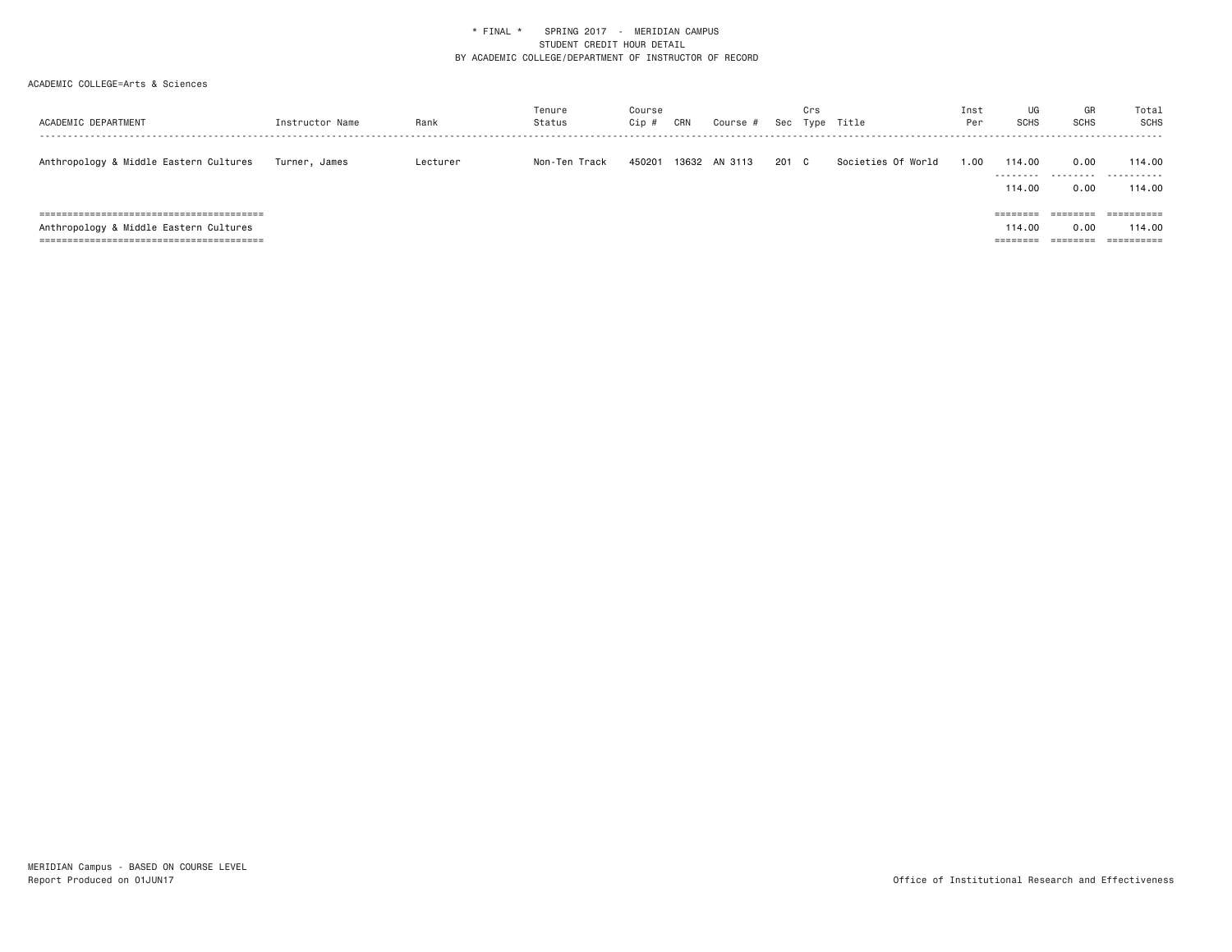\* FINAL \* SPRING 2017 - MERIDIAN CAMPUS
STUDENT CREDIT HOUR DETAIL
BY ACADEMIC COLLEGE/DEPARTMENT OF INSTRUCTOR OF RECORD

ACADEMIC COLLEGE=Arts & Sciences

| ACADEMIC DEPARTMENT | Instructor Name | Rank | Tenure Status | Course Cip # | CRN | Course # | Sec | Crs Type | Title | Inst Per | UG SCHS | GR SCHS | Total SCHS |
|---|---|---|---|---|---|---|---|---|---|---|---|---|---|
| Anthropology & Middle Eastern Cultures | Turner, James | Lecturer | Non-Ten Track | 450201 | 13632 | AN 3113 | 201 | C | Societies Of World | 1.00 | 114.00 | 0.00 | 114.00 |
| | | | | | | | | | | | 114.00 | 0.00 | 114.00 |
| Anthropology & Middle Eastern Cultures | | | | | | | | | | | 114.00 | 0.00 | 114.00 |

MERIDIAN Campus - BASED ON COURSE LEVEL
Report Produced on 01JUN17

Office of Institutional Research and Effectiveness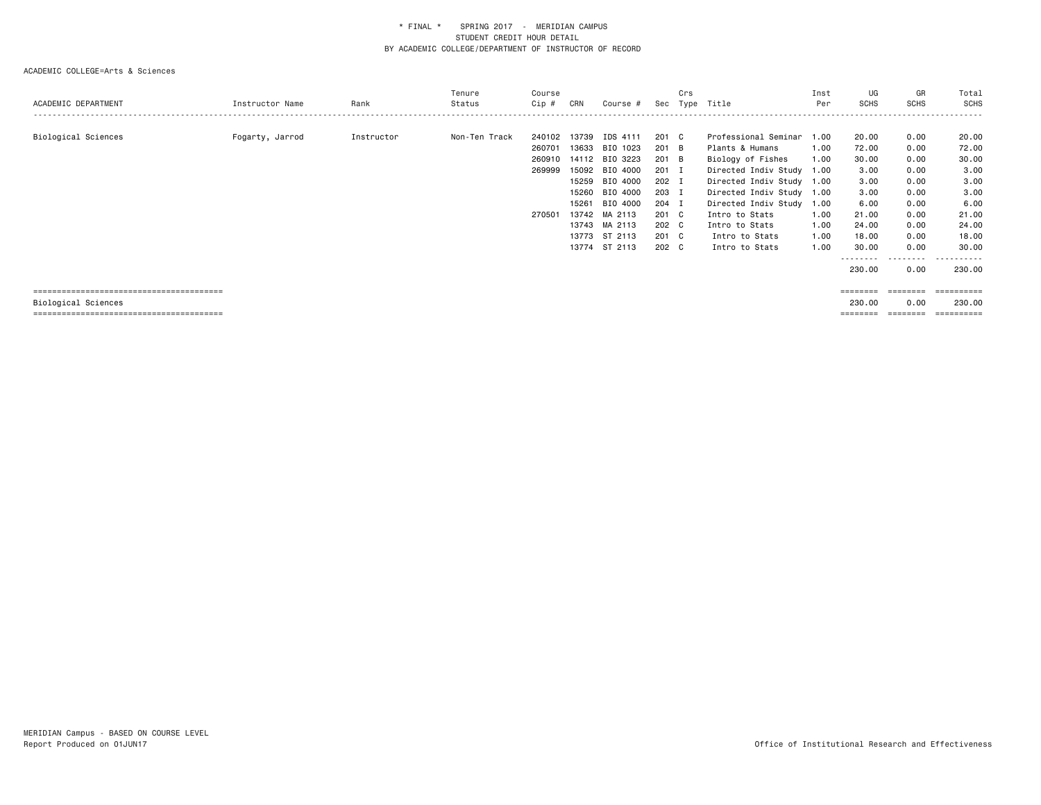\* FINAL \*    SPRING 2017  -  MERIDIAN CAMPUS
STUDENT CREDIT HOUR DETAIL
BY ACADEMIC COLLEGE/DEPARTMENT OF INSTRUCTOR OF RECORD

ACADEMIC COLLEGE=Arts & Sciences

| ACADEMIC DEPARTMENT | Instructor Name | Rank | Tenure Status | Course Cip # | CRN | Course # | Sec | Crs Type | Title | Inst Per | UG SCHS | GR SCHS | Total SCHS |
|---|---|---|---|---|---|---|---|---|---|---|---|---|---|
| Biological Sciences | Fogarty, Jarrod | Instructor | Non-Ten Track | 240102 | 13739 | IDS 4111 | 201 | C | Professional Seminar | 1.00 | 20.00 | 0.00 | 20.00 |
| | | | | 260701 | 13633 | BIO 1023 | 201 | B | Plants & Humans | 1.00 | 72.00 | 0.00 | 72.00 |
| | | | | 260910 | 14112 | BIO 3223 | 201 | B | Biology of Fishes | 1.00 | 30.00 | 0.00 | 30.00 |
| | | | | 269999 | 15092 | BIO 4000 | 201 | I | Directed Indiv Study | 1.00 | 3.00 | 0.00 | 3.00 |
| | | | | | 15259 | BIO 4000 | 202 | I | Directed Indiv Study | 1.00 | 3.00 | 0.00 | 3.00 |
| | | | | | 15260 | BIO 4000 | 203 | I | Directed Indiv Study | 1.00 | 3.00 | 0.00 | 3.00 |
| | | | | | 15261 | BIO 4000 | 204 | I | Directed Indiv Study | 1.00 | 6.00 | 0.00 | 6.00 |
| | | | | 270501 | 13742 | MA 2113 | 201 | C | Intro to Stats | 1.00 | 21.00 | 0.00 | 21.00 |
| | | | | | 13743 | MA 2113 | 202 | C | Intro to Stats | 1.00 | 24.00 | 0.00 | 24.00 |
| | | | | | 13773 | ST 2113 | 201 | C | Intro to Stats | 1.00 | 18.00 | 0.00 | 18.00 |
| | | | | | 13774 | ST 2113 | 202 | C | Intro to Stats | 1.00 | 30.00 | 0.00 | 30.00 |
| | | | | | | | | | | | 230.00 | 0.00 | 230.00 |
| Biological Sciences | | | | | | | | | | | 230.00 | 0.00 | 230.00 |

MERIDIAN Campus - BASED ON COURSE LEVEL
Report Produced on 01JUN17

Office of Institutional Research and Effectiveness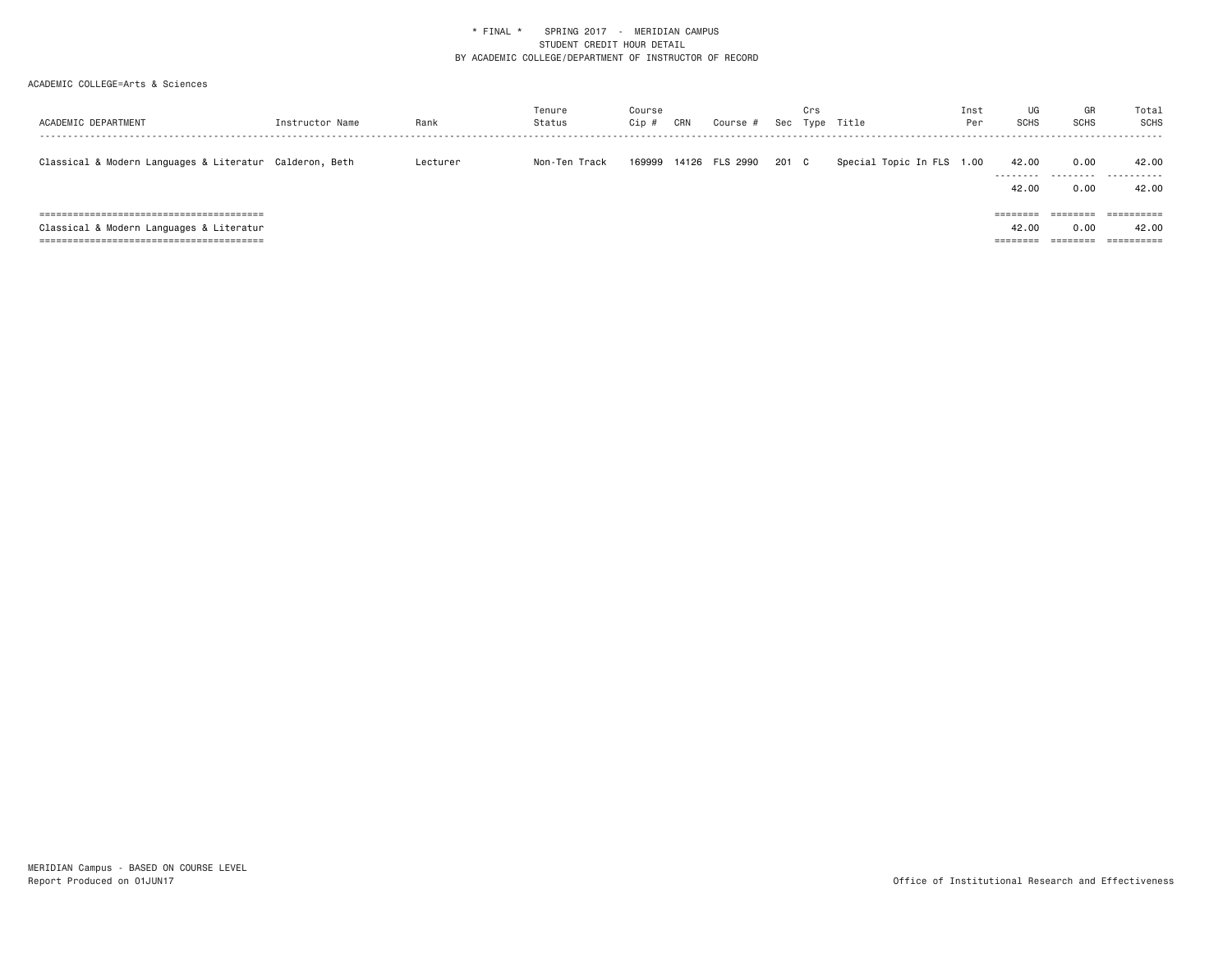* FINAL * SPRING 2017 - MERIDIAN CAMPUS
STUDENT CREDIT HOUR DETAIL
BY ACADEMIC COLLEGE/DEPARTMENT OF INSTRUCTOR OF RECORD

ACADEMIC COLLEGE=Arts & Sciences

| ACADEMIC DEPARTMENT | Instructor Name | Rank | Tenure Status | Course Cip # | CRN | Course # | Sec | Crs Type | Title | Inst Per | UG SCHS | GR SCHS | Total SCHS |
|---|---|---|---|---|---|---|---|---|---|---|---|---|---|
| Classical & Modern Languages & Literatur | Calderon, Beth | Lecturer | Non-Ten Track | 169999 | 14126 | FLS 2990 | 201 | C | Special Topic In FLS | 1.00 | 42.00 | 0.00 | 42.00 |
| | | | | | | | | | | | 42.00 | 0.00 | 42.00 |
| Classical & Modern Languages & Literatur | | | | | | | | | | | 42.00 | 0.00 | 42.00 |

MERIDIAN Campus - BASED ON COURSE LEVEL
Report Produced on 01JUN17

Office of Institutional Research and Effectiveness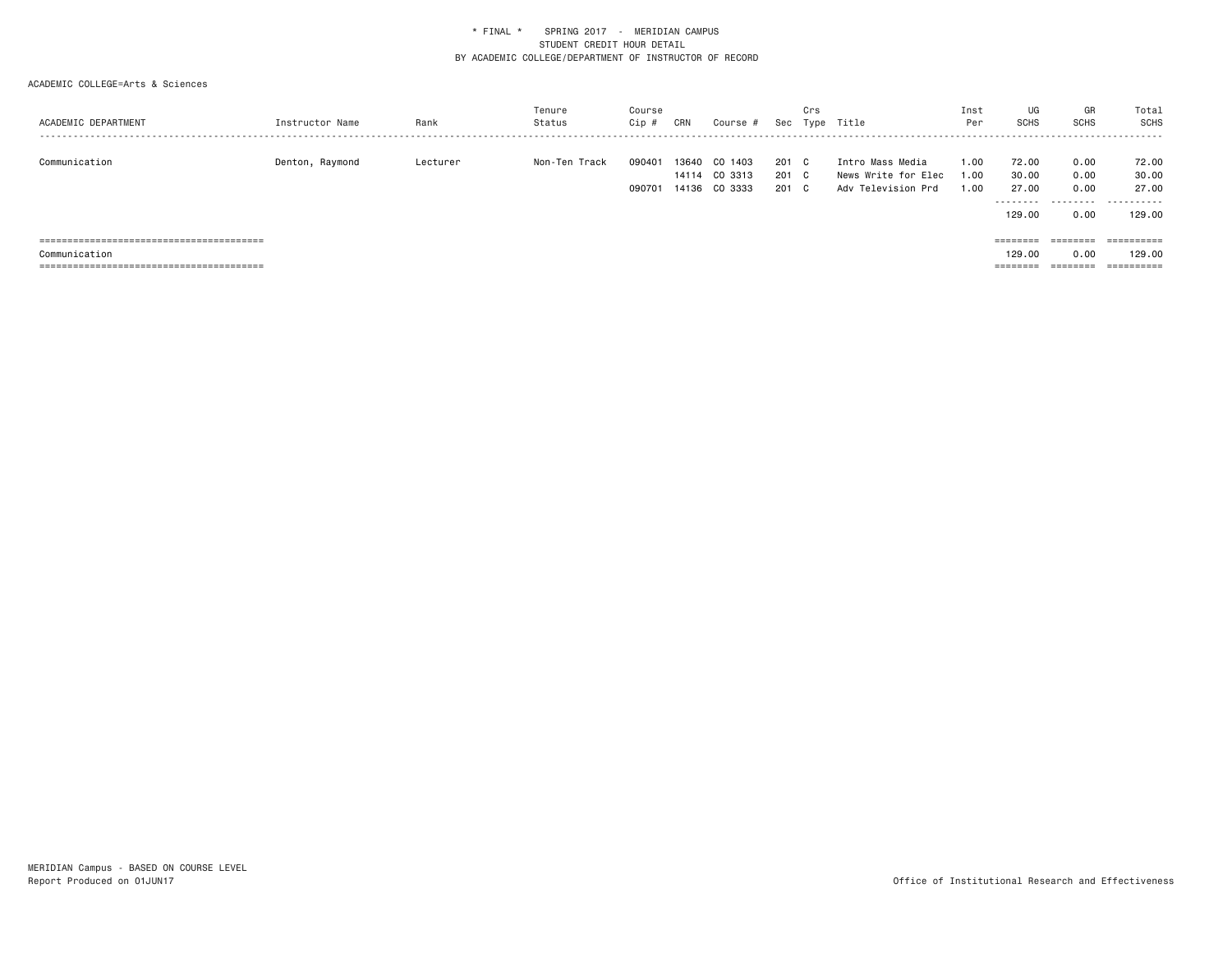\* FINAL \* SPRING 2017 - MERIDIAN CAMPUS
STUDENT CREDIT HOUR DETAIL
BY ACADEMIC COLLEGE/DEPARTMENT OF INSTRUCTOR OF RECORD

ACADEMIC COLLEGE=Arts & Sciences

| ACADEMIC DEPARTMENT | Instructor Name | Rank | Tenure Status | Course Cip # | CRN | Course # | Sec | Crs Type | Title | Inst Per | UG SCHS | GR SCHS | Total SCHS |
|---|---|---|---|---|---|---|---|---|---|---|---|---|---|
| Communication | Denton, Raymond | Lecturer | Non-Ten Track | 090401 | 13640 | CO 1403 | 201 | C | Intro Mass Media | 1.00 | 72.00 | 0.00 | 72.00 |
| | | | | | 14114 | CO 3313 | 201 | C | News Write for Elec | 1.00 | 30.00 | 0.00 | 30.00 |
| | | | | 090701 | 14136 | CO 3333 | 201 | C | Adv Television Prd | 1.00 | 27.00 | 0.00 | 27.00 |
| | | | | | | | | | | | 129.00 | 0.00 | 129.00 |
| Communication | | | | | | | | | | | 129.00 | 0.00 | 129.00 |

MERIDIAN Campus - BASED ON COURSE LEVEL
Report Produced on 01JUN17

Office of Institutional Research and Effectiveness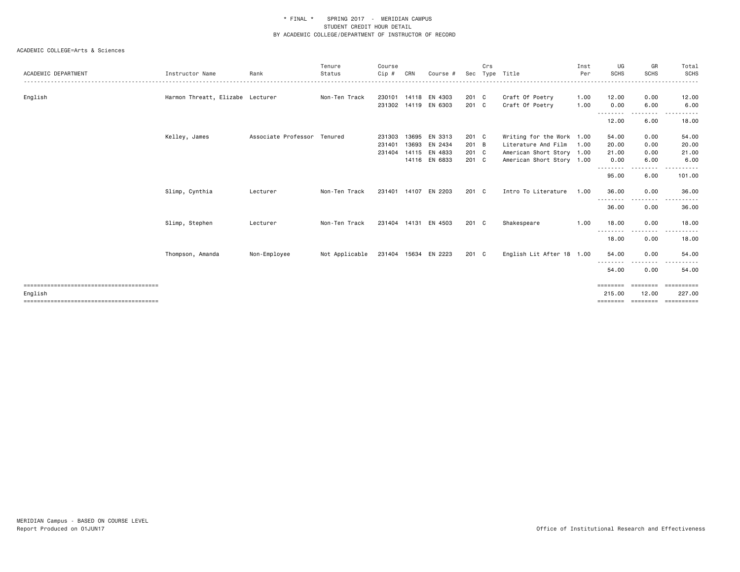* FINAL * SPRING 2017 - MERIDIAN CAMPUS
STUDENT CREDIT HOUR DETAIL
BY ACADEMIC COLLEGE/DEPARTMENT OF INSTRUCTOR OF RECORD

ACADEMIC COLLEGE=Arts & Sciences

| ACADEMIC DEPARTMENT | Instructor Name | Rank | Tenure Status | Course Cip # | CRN | Course # | Sec | Crs Type | Title | Inst Per | UG SCHS | GR SCHS | Total SCHS |
|---|---|---|---|---|---|---|---|---|---|---|---|---|---|
| English | Harmon Threatt, Elizabe | Lecturer | Non-Ten Track | 230101 | 14118 | EN 4303 | 201 | C | Craft Of Poetry | 1.00 | 12.00 | 0.00 | 12.00 |
| | | | | 231302 | 14119 | EN 6303 | 201 | C | Craft Of Poetry | 1.00 | 0.00 | 6.00 | 6.00 |
| | | | | | | | | | | | 12.00 | 6.00 | 18.00 |
| | Kelley, James | Associate Professor | Tenured | 231303 | 13695 | EN 3313 | 201 | C | Writing for the Work | 1.00 | 54.00 | 0.00 | 54.00 |
| | | | | 231401 | 13693 | EN 2434 | 201 | B | Literature And Film | 1.00 | 20.00 | 0.00 | 20.00 |
| | | | | 231404 | 14115 | EN 4833 | 201 | C | American Short Story | 1.00 | 21.00 | 0.00 | 21.00 |
| | | | | | 14116 | EN 6833 | 201 | C | American Short Story | 1.00 | 0.00 | 6.00 | 6.00 |
| | | | | | | | | | | | 95.00 | 6.00 | 101.00 |
| | Slimp, Cynthia | Lecturer | Non-Ten Track | 231401 | 14107 | EN 2203 | 201 | C | Intro To Literature | 1.00 | 36.00 | 0.00 | 36.00 |
| | | | | | | | | | | | 36.00 | 0.00 | 36.00 |
| | Slimp, Stephen | Lecturer | Non-Ten Track | 231404 | 14131 | EN 4503 | 201 | C | Shakespeare | 1.00 | 18.00 | 0.00 | 18.00 |
| | | | | | | | | | | | 18.00 | 0.00 | 18.00 |
| | Thompson, Amanda | Non-Employee | Not Applicable | 231404 | 15634 | EN 2223 | 201 | C | English Lit After 18 | 1.00 | 54.00 | 0.00 | 54.00 |
| | | | | | | | | | | | 54.00 | 0.00 | 54.00 |
| English | | | | | | | | | | | 215.00 | 12.00 | 227.00 |

MERIDIAN Campus - BASED ON COURSE LEVEL
Report Produced on 01JUN17

Office of Institutional Research and Effectiveness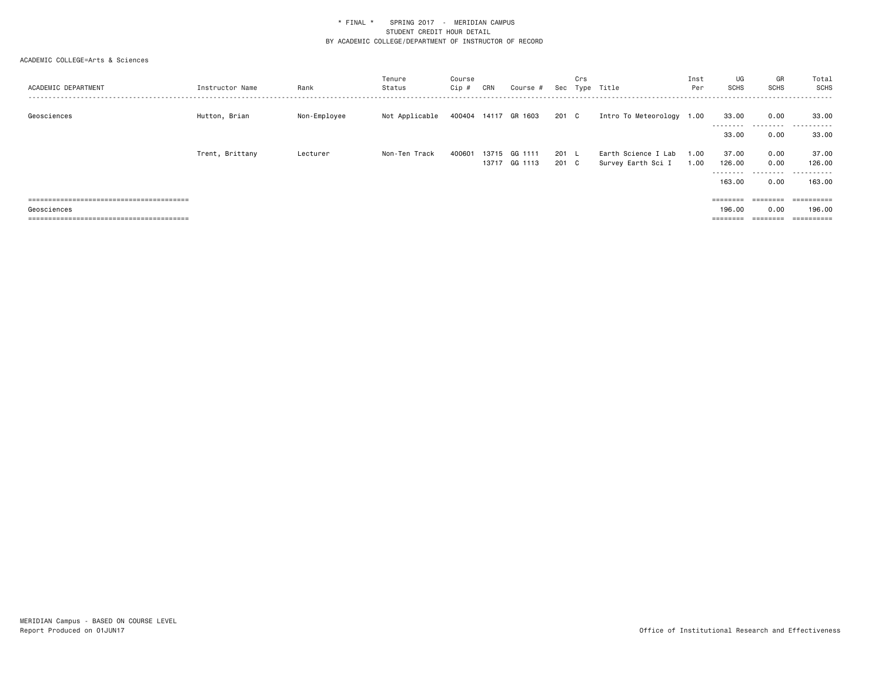\* FINAL \* SPRING 2017 - MERIDIAN CAMPUS
STUDENT CREDIT HOUR DETAIL
BY ACADEMIC COLLEGE/DEPARTMENT OF INSTRUCTOR OF RECORD

ACADEMIC COLLEGE=Arts & Sciences

| ACADEMIC DEPARTMENT | Instructor Name | Rank | Tenure Status | Course Cip # | CRN | Course # | Sec | Crs Type | Title | Inst Per | UG SCHS | GR SCHS | Total SCHS |
|---|---|---|---|---|---|---|---|---|---|---|---|---|---|
| Geosciences | Hutton, Brian | Non-Employee | Not Applicable | 400404 | 14117 | GR 1603 | 201 | C | Intro To Meteorology | 1.00 | 33.00 | 0.00 | 33.00 |
| | | | | | | | | | | | 33.00 | 0.00 | 33.00 |
| | Trent, Brittany | Lecturer | Non-Ten Track | 400601 | 13715 | GG 1111 | 201 | L | Earth Science I Lab | 1.00 | 37.00 | 0.00 | 37.00 |
| | | | | | 13717 | GG 1113 | 201 | C | Survey Earth Sci I | 1.00 | 126.00 | 0.00 | 126.00 |
| | | | | | | | | | | | 163.00 | 0.00 | 163.00 |
| Geosciences | | | | | | | | | | | 196.00 | 0.00 | 196.00 |

MERIDIAN Campus - BASED ON COURSE LEVEL
Report Produced on 01JUN17

Office of Institutional Research and Effectiveness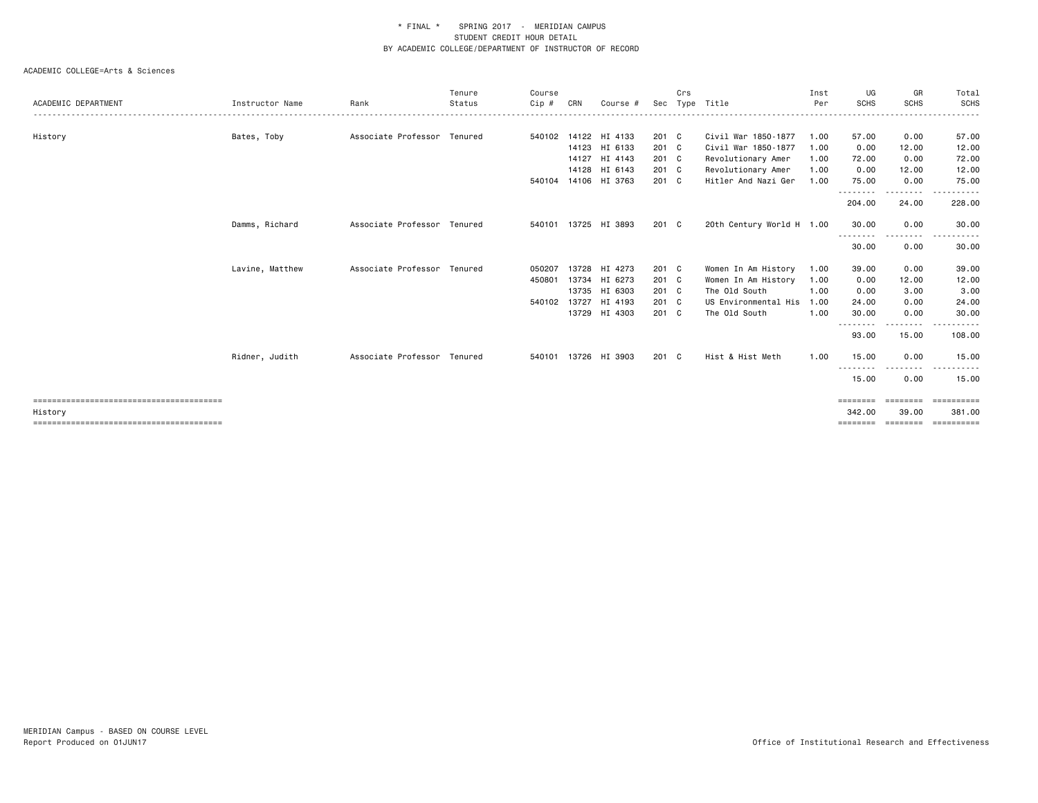\* FINAL \*    SPRING 2017  -  MERIDIAN CAMPUS
STUDENT CREDIT HOUR DETAIL
BY ACADEMIC COLLEGE/DEPARTMENT OF INSTRUCTOR OF RECORD

ACADEMIC COLLEGE=Arts & Sciences

| ACADEMIC DEPARTMENT | Instructor Name | Rank | Tenure Status | Course Cip # | CRN | Course # | Sec | Crs Type | Title | Inst Per | UG SCHS | GR SCHS | Total SCHS |
|---|---|---|---|---|---|---|---|---|---|---|---|---|---|
| History | Bates, Toby | Associate Professor | Tenured | 540102 | 14122 | HI 4133 | 201 | C | Civil War 1850-1877 | 1.00 | 57.00 | 0.00 | 57.00 |
| | | | | | 14123 | HI 6133 | 201 | C | Civil War 1850-1877 | 1.00 | 0.00 | 12.00 | 12.00 |
| | | | | | 14127 | HI 4143 | 201 | C | Revolutionary Amer | 1.00 | 72.00 | 0.00 | 72.00 |
| | | | | | 14128 | HI 6143 | 201 | C | Revolutionary Amer | 1.00 | 0.00 | 12.00 | 12.00 |
| | | | | 540104 | 14106 | HI 3763 | 201 | C | Hitler And Nazi Ger | 1.00 | 75.00 | 0.00 | 75.00 |
| | | | | | | | | | | | 204.00 | 24.00 | 228.00 |
| | Damms, Richard | Associate Professor | Tenured | 540101 | 13725 | HI 3893 | 201 | C | 20th Century World H | 1.00 | 30.00 | 0.00 | 30.00 |
| | | | | | | | | | | | 30.00 | 0.00 | 30.00 |
| | Lavine, Matthew | Associate Professor | Tenured | 050207 | 13728 | HI 4273 | 201 | C | Women In Am History | 1.00 | 39.00 | 0.00 | 39.00 |
| | | | | 450801 | 13734 | HI 6273 | 201 | C | Women In Am History | 1.00 | 0.00 | 12.00 | 12.00 |
| | | | | | 13735 | HI 6303 | 201 | C | The Old South | 1.00 | 0.00 | 3.00 | 3.00 |
| | | | | 540102 | 13727 | HI 4193 | 201 | C | US Environmental His | 1.00 | 24.00 | 0.00 | 24.00 |
| | | | | | 13729 | HI 4303 | 201 | C | The Old South | 1.00 | 30.00 | 0.00 | 30.00 |
| | | | | | | | | | | | 93.00 | 15.00 | 108.00 |
| | Ridner, Judith | Associate Professor | Tenured | 540101 | 13726 | HI 3903 | 201 | C | Hist & Hist Meth | 1.00 | 15.00 | 0.00 | 15.00 |
| | | | | | | | | | | | 15.00 | 0.00 | 15.00 |
| History | | | | | | | | | | | 342.00 | 39.00 | 381.00 |

MERIDIAN Campus - BASED ON COURSE LEVEL
Report Produced on 01JUN17

Office of Institutional Research and Effectiveness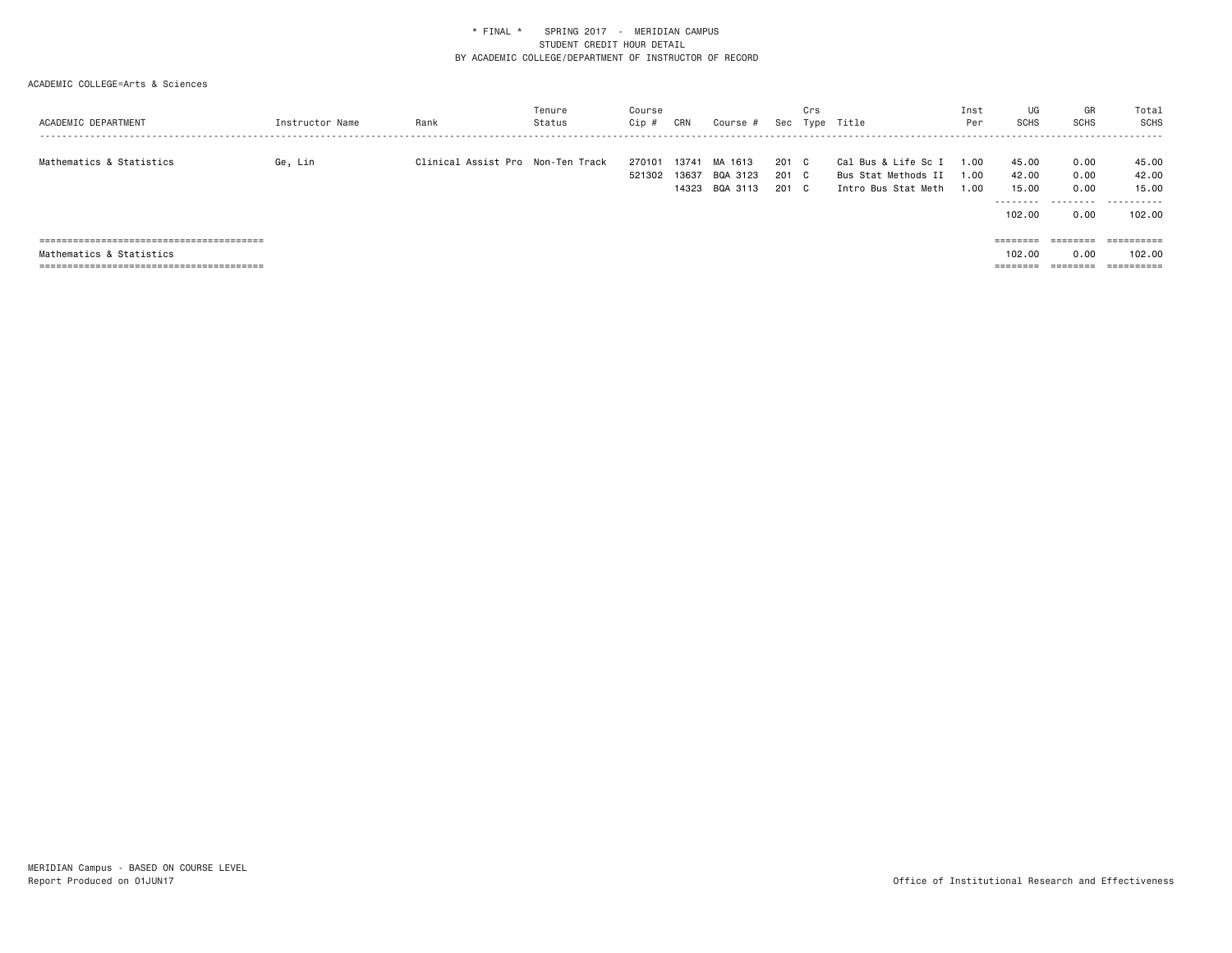\* FINAL \*    SPRING 2017  -  MERIDIAN CAMPUS
STUDENT CREDIT HOUR DETAIL
BY ACADEMIC COLLEGE/DEPARTMENT OF INSTRUCTOR OF RECORD

ACADEMIC COLLEGE=Arts & Sciences

| ACADEMIC DEPARTMENT | Instructor Name | Rank | Tenure Status | Course Cip # | CRN | Course # | Sec | Crs Type | Title | Inst Per | UG SCHS | GR SCHS | Total SCHS |
|---|---|---|---|---|---|---|---|---|---|---|---|---|---|
| Mathematics & Statistics | Ge, Lin | Clinical Assist Pro | Non-Ten Track | 270101 | 13741 | MA 1613 | 201 | C | Cal Bus & Life Sc I | 1.00 | 45.00 | 0.00 | 45.00 |
| | | | | 521302 | 13637 | BQA 3123 | 201 | C | Bus Stat Methods II | 1.00 | 42.00 | 0.00 | 42.00 |
| | | | | | 14323 | BQA 3113 | 201 | C | Intro Bus Stat Meth | 1.00 | 15.00 | 0.00 | 15.00 |
| | | | | | | | | | | | 102.00 | 0.00 | 102.00 |
| Mathematics & Statistics | | | | | | | | | | | 102.00 | 0.00 | 102.00 |

MERIDIAN Campus - BASED ON COURSE LEVEL
Report Produced on 01JUN17

Office of Institutional Research and Effectiveness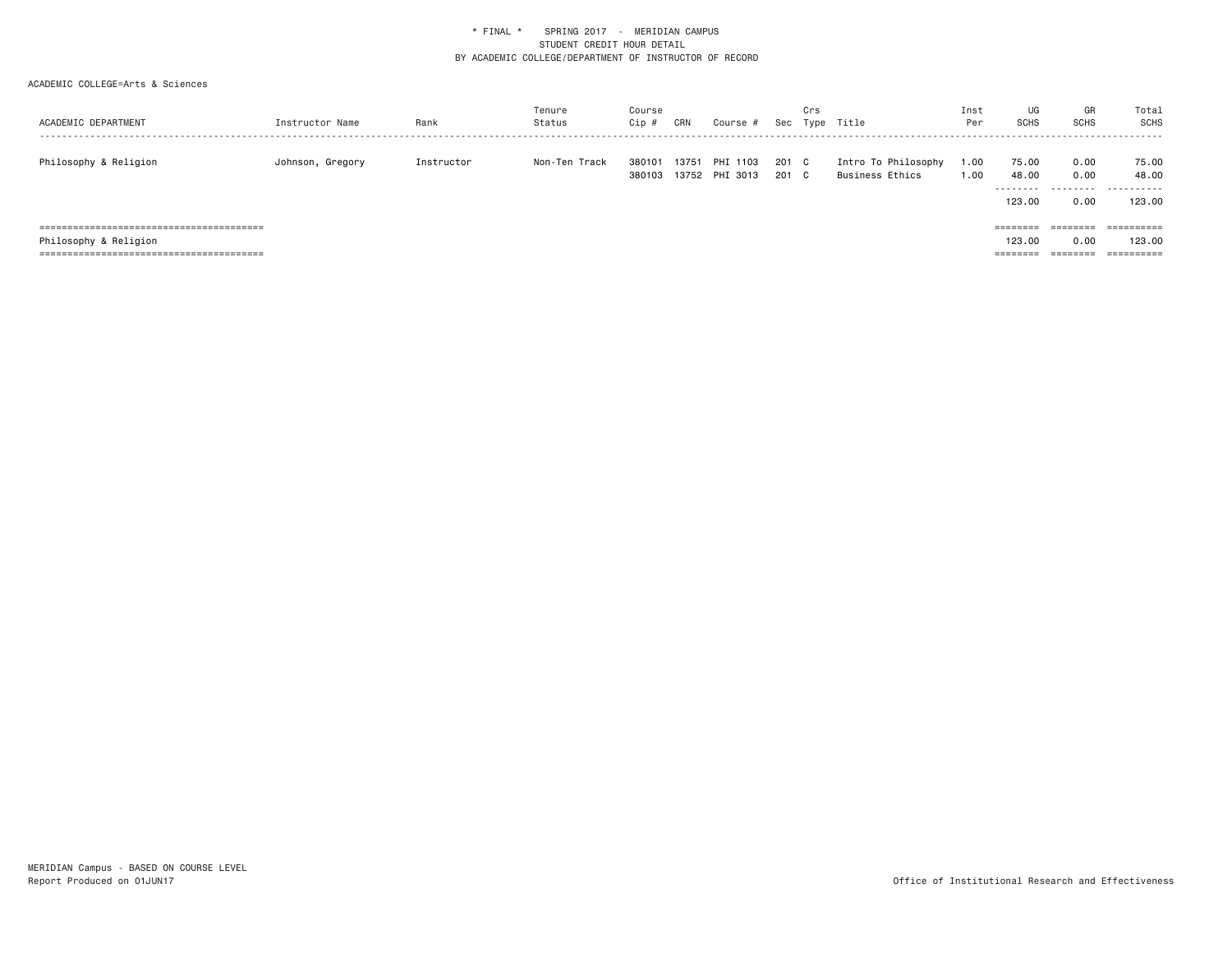\* FINAL \* SPRING 2017 - MERIDIAN CAMPUS
STUDENT CREDIT HOUR DETAIL
BY ACADEMIC COLLEGE/DEPARTMENT OF INSTRUCTOR OF RECORD

ACADEMIC COLLEGE=Arts & Sciences

| ACADEMIC DEPARTMENT | Instructor Name | Rank | Tenure Status | Course Cip # | CRN | Course # | Sec | Crs Type | Title | Inst Per | UG SCHS | GR SCHS | Total SCHS |
|---|---|---|---|---|---|---|---|---|---|---|---|---|---|
| Philosophy & Religion | Johnson, Gregory | Instructor | Non-Ten Track | 380101 | 13751 | PHI 1103 | 201 | C | Intro To Philosophy | 1.00 | 75.00 | 0.00 | 75.00 |
| | | | | 380103 | 13752 | PHI 3013 | 201 | C | Business Ethics | 1.00 | 48.00 | 0.00 | 48.00 |
| | | | | | | | | | | | 123.00 | 0.00 | 123.00 |
| Philosophy & Religion | | | | | | | | | | | 123.00 | 0.00 | 123.00 |

MERIDIAN Campus - BASED ON COURSE LEVEL
Report Produced on 01JUN17

Office of Institutional Research and Effectiveness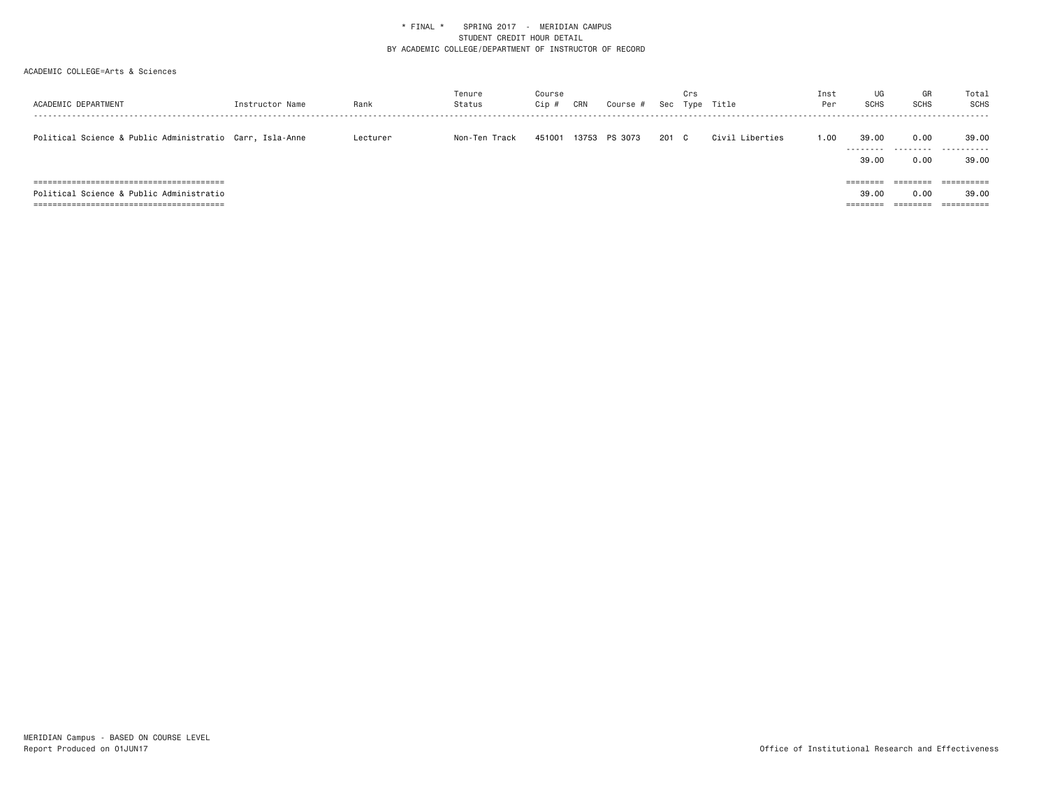* FINAL * SPRING 2017 - MERIDIAN CAMPUS
STUDENT CREDIT HOUR DETAIL
BY ACADEMIC COLLEGE/DEPARTMENT OF INSTRUCTOR OF RECORD

ACADEMIC COLLEGE=Arts & Sciences

| ACADEMIC DEPARTMENT | Instructor Name | Rank | Tenure Status | Course Cip # | CRN | Course # | Sec | Crs Type | Title | Inst Per | UG SCHS | GR SCHS | Total SCHS |
|---|---|---|---|---|---|---|---|---|---|---|---|---|---|
| Political Science & Public Administratio | Carr, Isla-Anne | Lecturer | Non-Ten Track | 451001 | 13753 | PS 3073 | 201 | C | Civil Liberties | 1.00 | 39.00 | 0.00 | 39.00 |
| | | | | | | | | | | | 39.00 | 0.00 | 39.00 |
| Political Science & Public Administratio | | | | | | | | | | | 39.00 | 0.00 | 39.00 |

MERIDIAN Campus - BASED ON COURSE LEVEL
Report Produced on 01JUN17

Office of Institutional Research and Effectiveness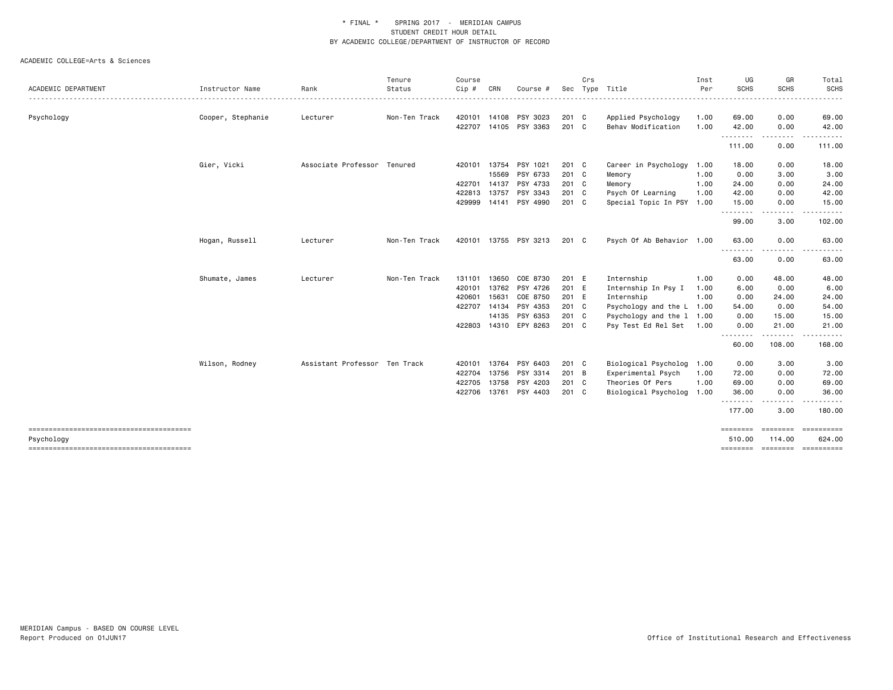\* FINAL \*   SPRING 2017 - MERIDIAN CAMPUS
STUDENT CREDIT HOUR DETAIL
BY ACADEMIC COLLEGE/DEPARTMENT OF INSTRUCTOR OF RECORD

ACADEMIC COLLEGE=Arts & Sciences

| ACADEMIC DEPARTMENT | Instructor Name | Rank | Tenure Status | Course Cip # | CRN | Course # | Sec | Crs Type | Title | Inst Per | UG SCHS | GR SCHS | Total SCHS |
|---|---|---|---|---|---|---|---|---|---|---|---|---|---|
| Psychology | Cooper, Stephanie | Lecturer | Non-Ten Track | 420101 | 14108 | PSY 3023 | 201 | C | Applied Psychology | 1.00 | 69.00 | 0.00 | 69.00 |
| | | | | 422707 | 14105 | PSY 3363 | 201 | C | Behav Modification | 1.00 | 42.00 | 0.00 | 42.00 |
| | | | | | | | | | | | 111.00 | 0.00 | 111.00 |
| | Gier, Vicki | Associate Professor | Tenured | 420101 | 13754 | PSY 1021 | 201 | C | Career in Psychology | 1.00 | 18.00 | 0.00 | 18.00 |
| | | | | | 15569 | PSY 6733 | 201 | C | Memory | 1.00 | 0.00 | 3.00 | 3.00 |
| | | | | 422701 | 14137 | PSY 4733 | 201 | C | Memory | 1.00 | 24.00 | 0.00 | 24.00 |
| | | | | 422813 | 13757 | PSY 3343 | 201 | C | Psych Of Learning | 1.00 | 42.00 | 0.00 | 42.00 |
| | | | | 429999 | 14141 | PSY 4990 | 201 | C | Special Topic In PSY | 1.00 | 15.00 | 0.00 | 15.00 |
| | | | | | | | | | | | 99.00 | 3.00 | 102.00 |
| | Hogan, Russell | Lecturer | Non-Ten Track | 420101 | 13755 | PSY 3213 | 201 | C | Psych Of Ab Behavior | 1.00 | 63.00 | 0.00 | 63.00 |
| | | | | | | | | | | | 63.00 | 0.00 | 63.00 |
| | Shumate, James | Lecturer | Non-Ten Track | 131101 | 13650 | COE 8730 | 201 | E | Internship | 1.00 | 0.00 | 48.00 | 48.00 |
| | | | | 420101 | 13762 | PSY 4726 | 201 | E | Internship In Psy I | 1.00 | 6.00 | 0.00 | 6.00 |
| | | | | 420601 | 15631 | COE 8750 | 201 | E | Internship | 1.00 | 0.00 | 24.00 | 24.00 |
| | | | | 422707 | 14134 | PSY 4353 | 201 | C | Psychology and the L | 1.00 | 54.00 | 0.00 | 54.00 |
| | | | | | 14135 | PSY 6353 | 201 | C | Psychology and the l | 1.00 | 0.00 | 15.00 | 15.00 |
| | | | | 422803 | 14310 | EPY 8263 | 201 | C | Psy Test Ed Rel Set | 1.00 | 0.00 | 21.00 | 21.00 |
| | | | | | | | | | | | 60.00 | 108.00 | 168.00 |
| | Wilson, Rodney | Assistant Professor | Ten Track | 420101 | 13764 | PSY 6403 | 201 | C | Biological Psycholog | 1.00 | 0.00 | 3.00 | 3.00 |
| | | | | 422704 | 13756 | PSY 3314 | 201 | B | Experimental Psych | 1.00 | 72.00 | 0.00 | 72.00 |
| | | | | 422705 | 13758 | PSY 4203 | 201 | C | Theories Of Pers | 1.00 | 69.00 | 0.00 | 69.00 |
| | | | | 422706 | 13761 | PSY 4403 | 201 | C | Biological Psycholog | 1.00 | 36.00 | 0.00 | 36.00 |
| | | | | | | | | | | | 177.00 | 3.00 | 180.00 |
| Psychology | | | | | | | | | | | 510.00 | 114.00 | 624.00 |

MERIDIAN Campus - BASED ON COURSE LEVEL
Report Produced on 01JUN17

Office of Institutional Research and Effectiveness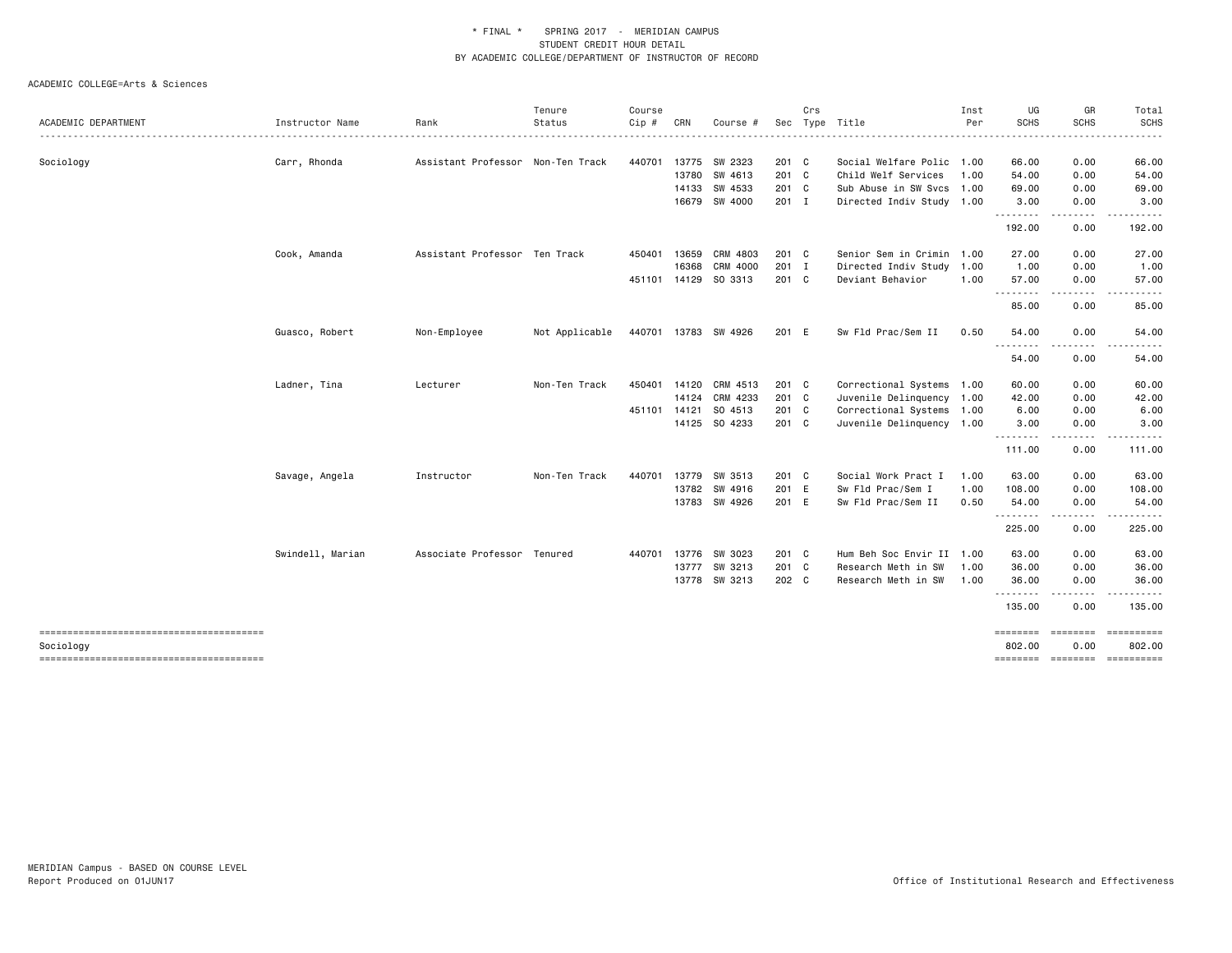\* FINAL \* SPRING 2017 - MERIDIAN CAMPUS
STUDENT CREDIT HOUR DETAIL
BY ACADEMIC COLLEGE/DEPARTMENT OF INSTRUCTOR OF RECORD

ACADEMIC COLLEGE=Arts & Sciences

| ACADEMIC DEPARTMENT | Instructor Name | Rank | Tenure Status | Course Cip # | CRN | Course # | Sec | Crs Type | Title | Inst Per | UG SCHS | GR SCHS | Total SCHS |
|---|---|---|---|---|---|---|---|---|---|---|---|---|---|
| Sociology | Carr, Rhonda | Assistant Professor | Non-Ten Track | 440701 | 13775 | SW 2323 | 201 | C | Social Welfare Polic | 1.00 | 66.00 | 0.00 | 66.00 |
| | | | | | 13780 | SW 4613 | 201 | C | Child Welf Services | 1.00 | 54.00 | 0.00 | 54.00 |
| | | | | | 14133 | SW 4533 | 201 | C | Sub Abuse in SW Svcs | 1.00 | 69.00 | 0.00 | 69.00 |
| | | | | | 16679 | SW 4000 | 201 | I | Directed Indiv Study | 1.00 | 3.00 | 0.00 | 3.00 |
| | | | | | | | | | | | 192.00 | 0.00 | 192.00 |
| | Cook, Amanda | Assistant Professor | Ten Track | 450401 | 13659 | CRM 4803 | 201 | C | Senior Sem in Crimin | 1.00 | 27.00 | 0.00 | 27.00 |
| | | | | | 16368 | CRM 4000 | 201 | I | Directed Indiv Study | 1.00 | 1.00 | 0.00 | 1.00 |
| | | | | 451101 | 14129 | SO 3313 | 201 | C | Deviant Behavior | 1.00 | 57.00 | 0.00 | 57.00 |
| | | | | | | | | | | | 85.00 | 0.00 | 85.00 |
| | Guasco, Robert | Non-Employee | Not Applicable | 440701 | 13783 | SW 4926 | 201 | E | Sw Fld Prac/Sem II | 0.50 | 54.00 | 0.00 | 54.00 |
| | | | | | | | | | | | 54.00 | 0.00 | 54.00 |
| | Ladner, Tina | Lecturer | Non-Ten Track | 450401 | 14120 | CRM 4513 | 201 | C | Correctional Systems | 1.00 | 60.00 | 0.00 | 60.00 |
| | | | | | 14124 | CRM 4233 | 201 | C | Juvenile Delinquency | 1.00 | 42.00 | 0.00 | 42.00 |
| | | | | 451101 | 14121 | SO 4513 | 201 | C | Correctional Systems | 1.00 | 6.00 | 0.00 | 6.00 |
| | | | | | 14125 | SO 4233 | 201 | C | Juvenile Delinquency | 1.00 | 3.00 | 0.00 | 3.00 |
| | | | | | | | | | | | 111.00 | 0.00 | 111.00 |
| | Savage, Angela | Instructor | Non-Ten Track | 440701 | 13779 | SW 3513 | 201 | C | Social Work Pract I | 1.00 | 63.00 | 0.00 | 63.00 |
| | | | | | 13782 | SW 4916 | 201 | E | Sw Fld Prac/Sem I | 1.00 | 108.00 | 0.00 | 108.00 |
| | | | | | 13783 | SW 4926 | 201 | E | Sw Fld Prac/Sem II | 0.50 | 54.00 | 0.00 | 54.00 |
| | | | | | | | | | | | 225.00 | 0.00 | 225.00 |
| | Swindell, Marian | Associate Professor | Tenured | 440701 | 13776 | SW 3023 | 201 | C | Hum Beh Soc Envir II | 1.00 | 63.00 | 0.00 | 63.00 |
| | | | | | 13777 | SW 3213 | 201 | C | Research Meth in SW | 1.00 | 36.00 | 0.00 | 36.00 |
| | | | | | 13778 | SW 3213 | 202 | C | Research Meth in SW | 1.00 | 36.00 | 0.00 | 36.00 |
| | | | | | | | | | | | 135.00 | 0.00 | 135.00 |
| Sociology | | | | | | | | | | | 802.00 | 0.00 | 802.00 |

MERIDIAN Campus - BASED ON COURSE LEVEL
Report Produced on 01JUN17

Office of Institutional Research and Effectiveness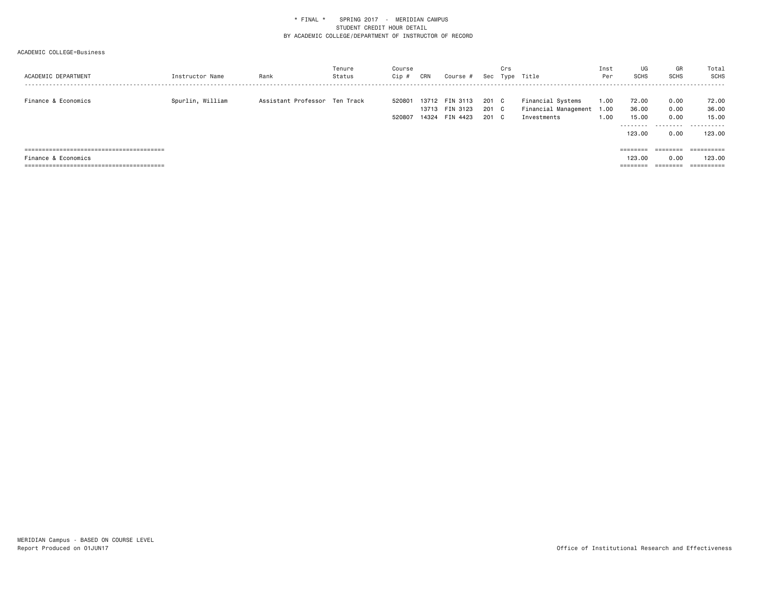\* FINAL \*    SPRING 2017  -  MERIDIAN CAMPUS
STUDENT CREDIT HOUR DETAIL
BY ACADEMIC COLLEGE/DEPARTMENT OF INSTRUCTOR OF RECORD

ACADEMIC COLLEGE=Business

| ACADEMIC DEPARTMENT | Instructor Name | Rank | Tenure Status | Course Cip # | CRN | Course # | Sec | Crs Type | Title | Inst Per | UG SCHS | GR SCHS | Total SCHS |
|---|---|---|---|---|---|---|---|---|---|---|---|---|---|
| Finance & Economics | Spurlin, William | Assistant Professor | Ten Track | 520801 | 13712 | FIN 3113 | 201 | C | Financial Systems | 1.00 | 72.00 | 0.00 | 72.00 |
| | | | | | 13713 | FIN 3123 | 201 | C | Financial Management | 1.00 | 36.00 | 0.00 | 36.00 |
| | | | | 520807 | 14324 | FIN 4423 | 201 | C | Investments | 1.00 | 15.00 | 0.00 | 15.00 |
| | | | | | | | | | | | 123.00 | 0.00 | 123.00 |
| Finance & Economics | | | | | | | | | | | 123.00 | 0.00 | 123.00 |

MERIDIAN Campus - BASED ON COURSE LEVEL
Report Produced on 01JUN17

Office of Institutional Research and Effectiveness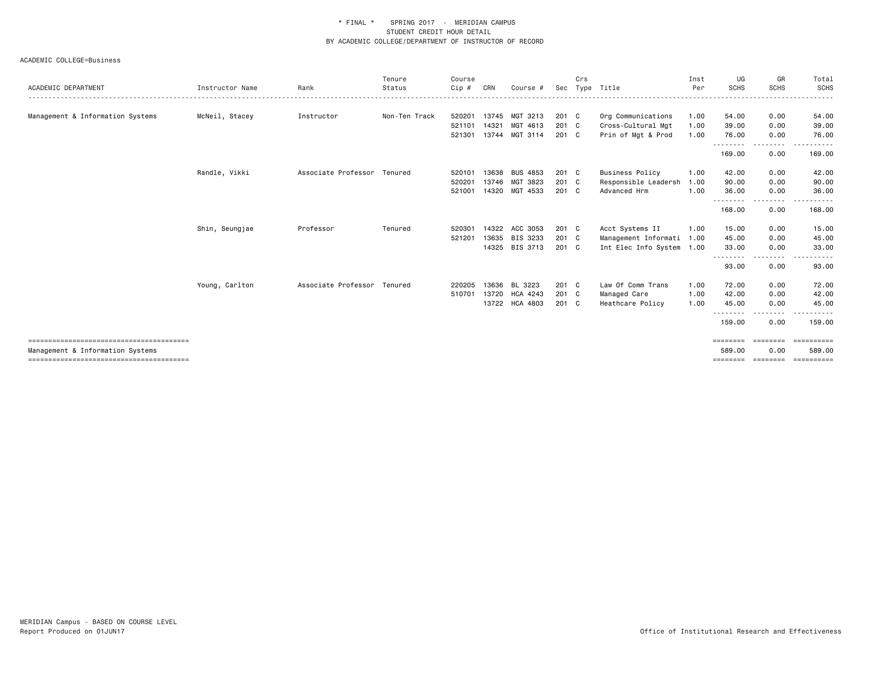\* FINAL \* SPRING 2017 - MERIDIAN CAMPUS
STUDENT CREDIT HOUR DETAIL
BY ACADEMIC COLLEGE/DEPARTMENT OF INSTRUCTOR OF RECORD

ACADEMIC COLLEGE=Business

| ACADEMIC DEPARTMENT | Instructor Name | Rank | Tenure Status | Course Cip # | CRN | Course # | Sec | Crs Type | Title | Inst Per | UG SCHS | GR SCHS | Total SCHS |
|---|---|---|---|---|---|---|---|---|---|---|---|---|---|
| Management & Information Systems | McNeil, Stacey | Instructor | Non-Ten Track | 520201 | 13745 | MGT 3213 | 201 | C | Org Communications | 1.00 | 54.00 | 0.00 | 54.00 |
| | | | | 521101 | 14321 | MGT 4613 | 201 | C | Cross-Cultural Mgt | 1.00 | 39.00 | 0.00 | 39.00 |
| | | | | 521301 | 13744 | MGT 3114 | 201 | C | Prin of Mgt & Prod | 1.00 | 76.00 | 0.00 | 76.00 |
| | | | | | | | | | | | 169.00 | 0.00 | 169.00 |
| | Randle, Vikki | Associate Professor | Tenured | 520101 | 13638 | BUS 4853 | 201 | C | Business Policy | 1.00 | 42.00 | 0.00 | 42.00 |
| | | | | 520201 | 13746 | MGT 3823 | 201 | C | Responsible Leadersh | 1.00 | 90.00 | 0.00 | 90.00 |
| | | | | 521001 | 14320 | MGT 4533 | 201 | C | Advanced Hrm | 1.00 | 36.00 | 0.00 | 36.00 |
| | | | | | | | | | | | 168.00 | 0.00 | 168.00 |
| | Shin, Seungjae | Professor | Tenured | 520301 | 14322 | ACC 3053 | 201 | C | Acct Systems II | 1.00 | 15.00 | 0.00 | 15.00 |
| | | | | 521201 | 13635 | BIS 3233 | 201 | C | Management Informati | 1.00 | 45.00 | 0.00 | 45.00 |
| | | | | | 14325 | BIS 3713 | 201 | C | Int Elec Info System | 1.00 | 33.00 | 0.00 | 33.00 |
| | | | | | | | | | | | 93.00 | 0.00 | 93.00 |
| | Young, Carlton | Associate Professor | Tenured | 220205 | 13636 | BL 3223 | 201 | C | Law Of Comm Trans | 1.00 | 72.00 | 0.00 | 72.00 |
| | | | | 510701 | 13720 | HCA 4243 | 201 | C | Managed Care | 1.00 | 42.00 | 0.00 | 42.00 |
| | | | | | 13722 | HCA 4803 | 201 | C | Heathcare Policy | 1.00 | 45.00 | 0.00 | 45.00 |
| | | | | | | | | | | | 159.00 | 0.00 | 159.00 |
| Management & Information Systems | | | | | | | | | | | 589.00 | 0.00 | 589.00 |

MERIDIAN Campus - BASED ON COURSE LEVEL
Report Produced on 01JUN17

Office of Institutional Research and Effectiveness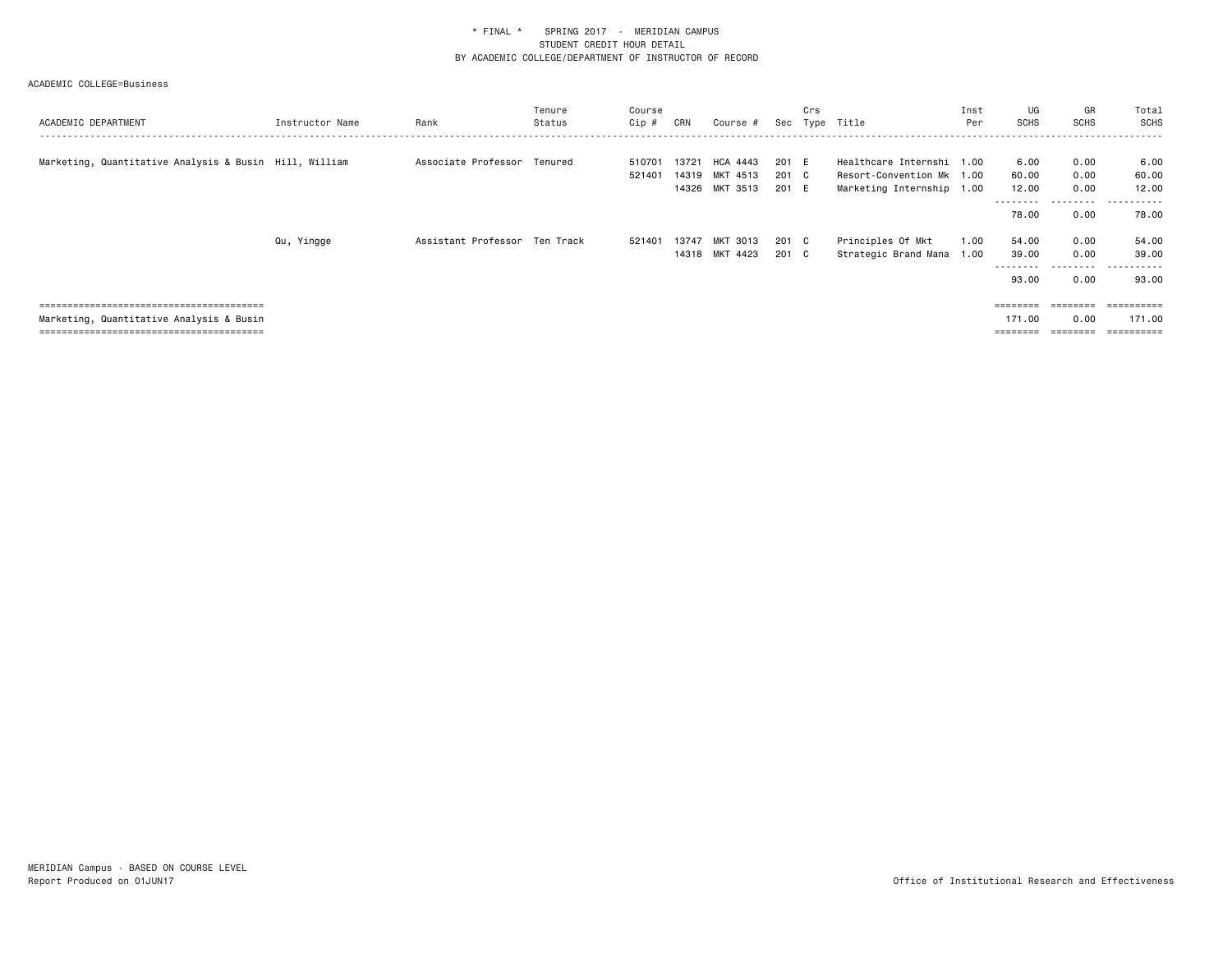\* FINAL \*    SPRING 2017 - MERIDIAN CAMPUS
STUDENT CREDIT HOUR DETAIL
BY ACADEMIC COLLEGE/DEPARTMENT OF INSTRUCTOR OF RECORD

ACADEMIC COLLEGE=Business

| ACADEMIC DEPARTMENT | Instructor Name | Rank | Tenure Status | Course Cip # | CRN | Course # | Sec | Crs Type | Title | Inst Per | UG SCHS | GR SCHS | Total SCHS |
|---|---|---|---|---|---|---|---|---|---|---|---|---|---|
| Marketing, Quantitative Analysis & Busin | Hill, William | Associate Professor | Tenured | 510701 | 13721 | HCA 4443 | 201 | E | Healthcare Internshi | 1.00 | 6.00 | 0.00 | 6.00 |
| | | | | 521401 | 14319 | MKT 4513 | 201 | C | Resort-Convention Mk | 1.00 | 60.00 | 0.00 | 60.00 |
| | | | | | 14326 | MKT 3513 | 201 | E | Marketing Internship | 1.00 | 12.00 | 0.00 | 12.00 |
| | | | | | | | | | | | 78.00 | 0.00 | 78.00 |
| | Qu, Yingge | Assistant Professor | Ten Track | 521401 | 13747 | MKT 3013 | 201 | C | Principles Of Mkt | 1.00 | 54.00 | 0.00 | 54.00 |
| | | | | | 14318 | MKT 4423 | 201 | C | Strategic Brand Mana | 1.00 | 39.00 | 0.00 | 39.00 |
| | | | | | | | | | | | 93.00 | 0.00 | 93.00 |
| Marketing, Quantitative Analysis & Busin | | | | | | | | | | | 171.00 | 0.00 | 171.00 |

MERIDIAN Campus - BASED ON COURSE LEVEL
Report Produced on 01JUN17

Office of Institutional Research and Effectiveness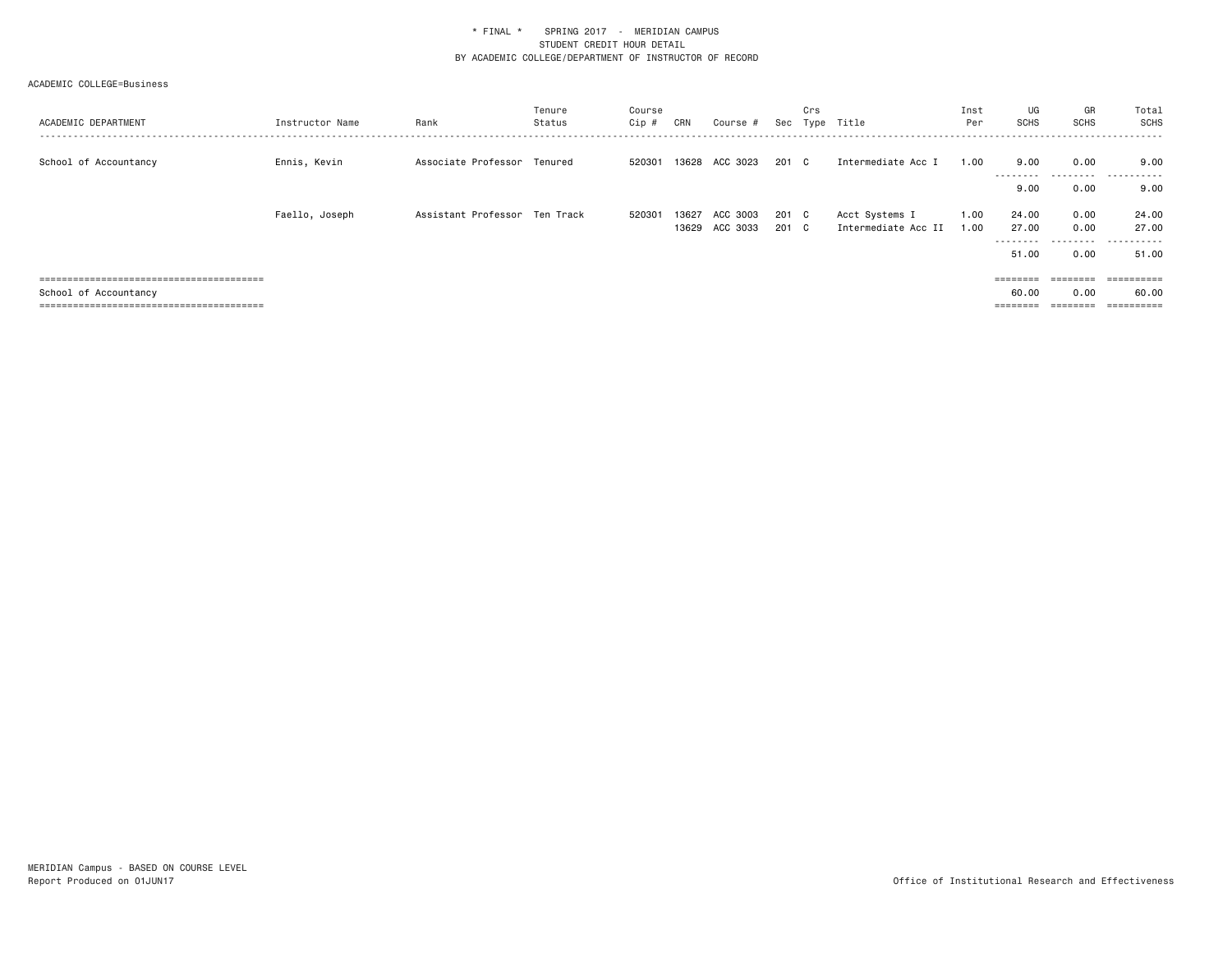\* FINAL \* SPRING 2017 - MERIDIAN CAMPUS
STUDENT CREDIT HOUR DETAIL
BY ACADEMIC COLLEGE/DEPARTMENT OF INSTRUCTOR OF RECORD

ACADEMIC COLLEGE=Business

| ACADEMIC DEPARTMENT | Instructor Name | Rank | Tenure Status | Course Cip # | CRN | Course # | Sec | Crs Type | Title | Inst Per | UG SCHS | GR SCHS | Total SCHS |
|---|---|---|---|---|---|---|---|---|---|---|---|---|---|
| School of Accountancy | Ennis, Kevin | Associate Professor | Tenured | 520301 | 13628 | ACC 3023 | 201 | C | Intermediate Acc I | 1.00 | 9.00 | 0.00 | 9.00 |
| | | | | | | | | | | | 9.00 | 0.00 | 9.00 |
| | Faello, Joseph | Assistant Professor | Ten Track | 520301 | 13627 | ACC 3003 | 201 | C | Acct Systems I | 1.00 | 24.00 | 0.00 | 24.00 |
| | | | | | 13629 | ACC 3033 | 201 | C | Intermediate Acc II | 1.00 | 27.00 | 0.00 | 27.00 |
| | | | | | | | | | | | 51.00 | 0.00 | 51.00 |
| School of Accountancy | | | | | | | | | | | 60.00 | 0.00 | 60.00 |

MERIDIAN Campus - BASED ON COURSE LEVEL
Report Produced on 01JUN17

Office of Institutional Research and Effectiveness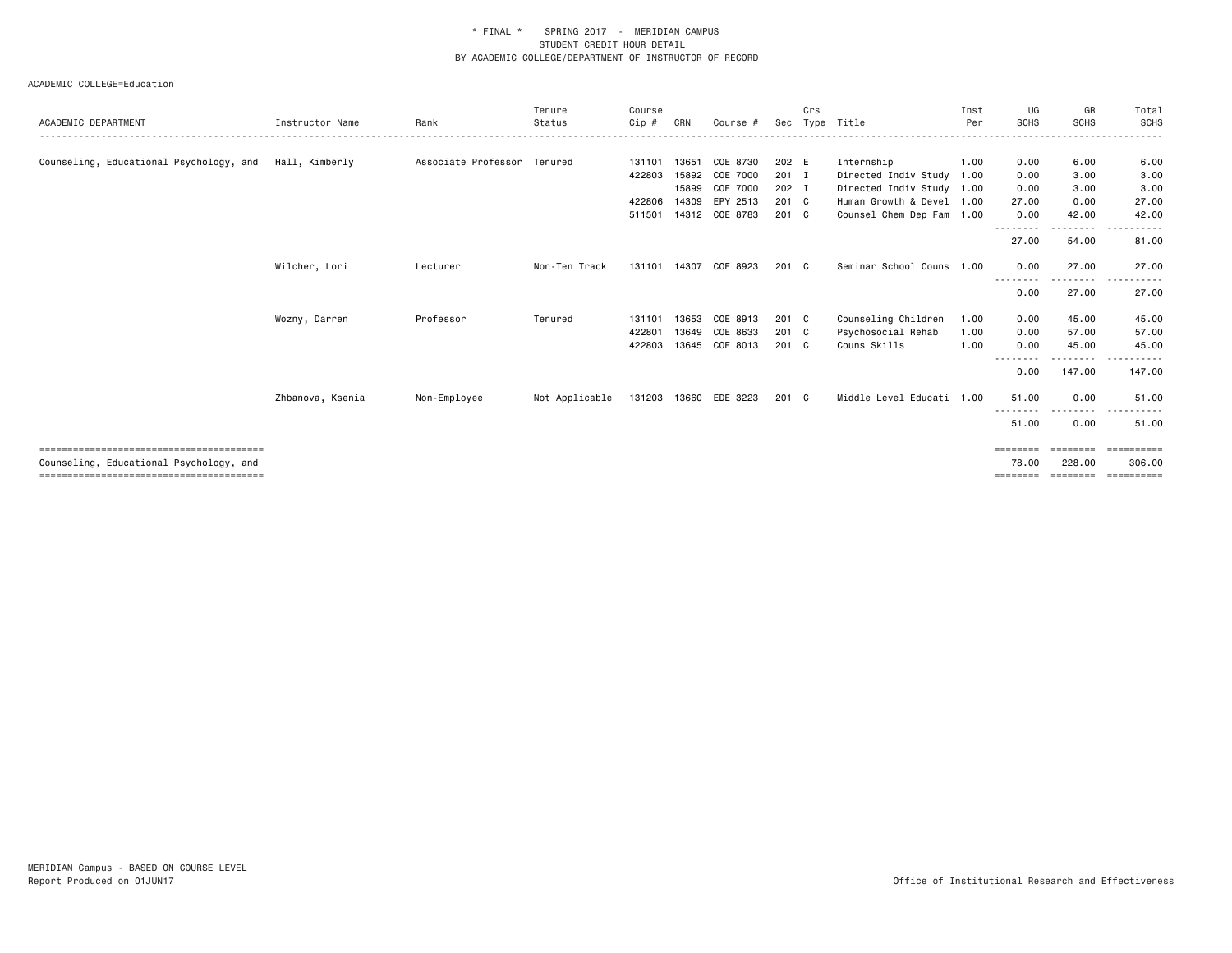\* FINAL \* SPRING 2017 - MERIDIAN CAMPUS
STUDENT CREDIT HOUR DETAIL
BY ACADEMIC COLLEGE/DEPARTMENT OF INSTRUCTOR OF RECORD

ACADEMIC COLLEGE=Education

| ACADEMIC DEPARTMENT | Instructor Name | Rank | Tenure Status | Course Cip # | CRN | Course # | Sec | Crs Type | Title | Inst Per | UG SCHS | GR SCHS | Total SCHS |
|---|---|---|---|---|---|---|---|---|---|---|---|---|---|
| Counseling, Educational Psychology, and | Hall, Kimberly | Associate Professor | Tenured | 131101 | 13651 | COE 8730 | 202 | E | Internship | 1.00 | 0.00 | 6.00 | 6.00 |
| | | | | 422803 | 15892 | COE 7000 | 201 | I | Directed Indiv Study | 1.00 | 0.00 | 3.00 | 3.00 |
| | | | | | 15899 | COE 7000 | 202 | I | Directed Indiv Study | 1.00 | 0.00 | 3.00 | 3.00 |
| | | | | 422806 | 14309 | EPY 2513 | 201 | C | Human Growth & Devel | 1.00 | 27.00 | 0.00 | 27.00 |
| | | | | 511501 | 14312 | COE 8783 | 201 | C | Counsel Chem Dep Fam | 1.00 | 0.00 | 42.00 | 42.00 |
| | | | | | | | | | | | 27.00 | 54.00 | 81.00 |
| | Wilcher, Lori | Lecturer | Non-Ten Track | 131101 | 14307 | COE 8923 | 201 | C | Seminar School Couns | 1.00 | 0.00 | 27.00 | 27.00 |
| | | | | | | | | | | | 0.00 | 27.00 | 27.00 |
| | Wozny, Darren | Professor | Tenured | 131101 | 13653 | COE 8913 | 201 | C | Counseling Children | 1.00 | 0.00 | 45.00 | 45.00 |
| | | | | 422801 | 13649 | COE 8633 | 201 | C | Psychosocial Rehab | 1.00 | 0.00 | 57.00 | 57.00 |
| | | | | 422803 | 13645 | COE 8013 | 201 | C | Couns Skills | 1.00 | 0.00 | 45.00 | 45.00 |
| | | | | | | | | | | | 0.00 | 147.00 | 147.00 |
| | Zhbanova, Ksenia | Non-Employee | Not Applicable | 131203 | 13660 | EDE 3223 | 201 | C | Middle Level Educati | 1.00 | 51.00 | 0.00 | 51.00 |
| | | | | | | | | | | | 51.00 | 0.00 | 51.00 |
| Counseling, Educational Psychology, and | | | | | | | | | | | 78.00 | 228.00 | 306.00 |

MERIDIAN Campus - BASED ON COURSE LEVEL
Report Produced on 01JUN17

Office of Institutional Research and Effectiveness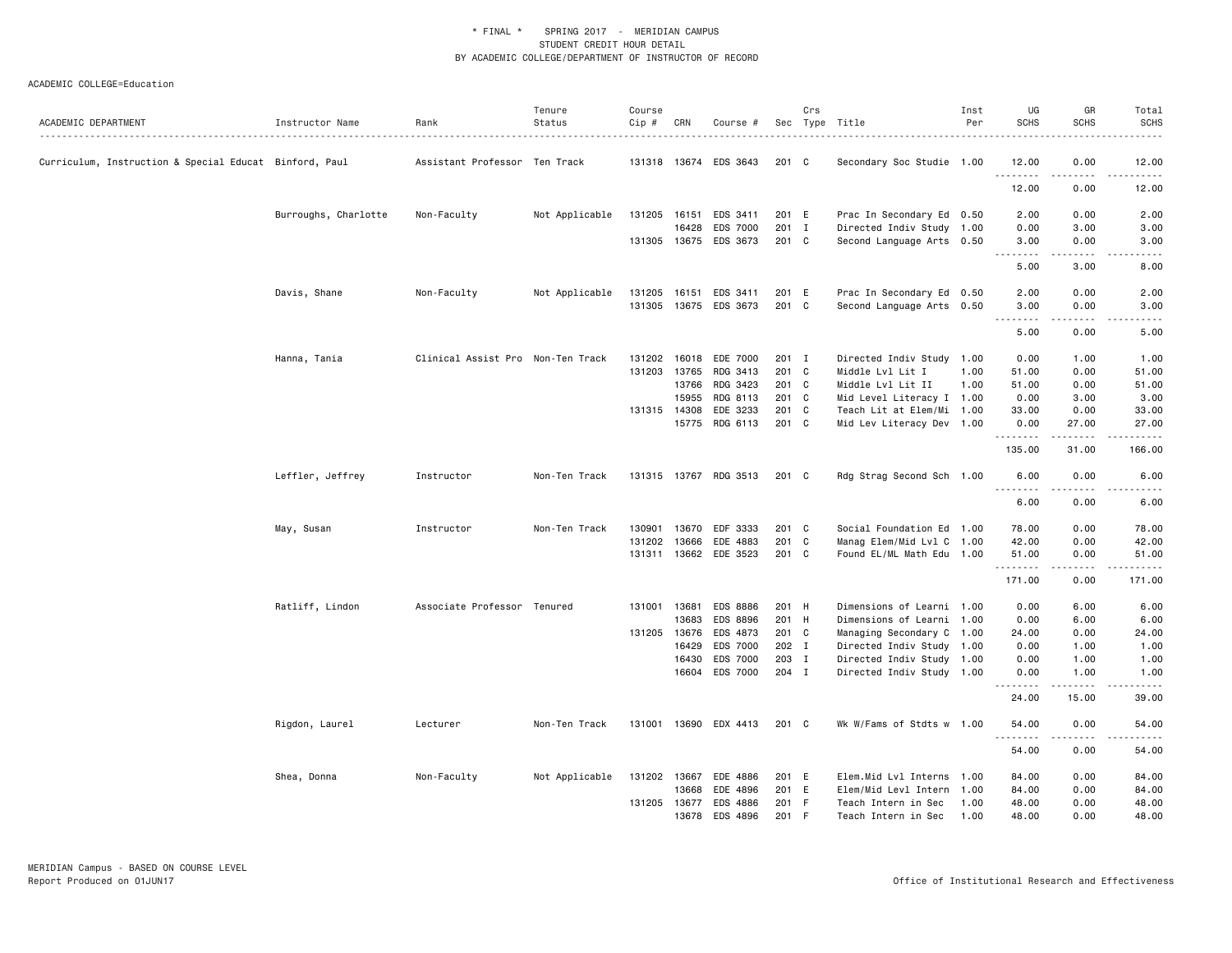\* FINAL \* SPRING 2017 - MERIDIAN CAMPUS
STUDENT CREDIT HOUR DETAIL
BY ACADEMIC COLLEGE/DEPARTMENT OF INSTRUCTOR OF RECORD

ACADEMIC COLLEGE=Education

| ACADEMIC DEPARTMENT | Instructor Name | Rank | Tenure Status | Course Cip # | CRN | Course # | Sec | Crs Type | Title | Inst Per | UG SCHS | GR SCHS | Total SCHS |
|---|---|---|---|---|---|---|---|---|---|---|---|---|---|
| Curriculum, Instruction & Special Educat | Binford, Paul | Assistant Professor | Ten Track | 131318 | 13674 | EDS 3643 | 201 | C | Secondary Soc Studie | 1.00 | 12.00 | 0.00 | 12.00 |
| | | | | | | | | | | | 12.00 | 0.00 | 12.00 |
| | Burroughs, Charlotte | Non-Faculty | Not Applicable | 131205 | 16151 | EDS 3411 | 201 | E | Prac In Secondary Ed | 0.50 | 2.00 | 0.00 | 2.00 |
| | | | | | 16428 | EDS 7000 | 201 | I | Directed Indiv Study | 1.00 | 0.00 | 3.00 | 3.00 |
| | | | | 131305 | 13675 | EDS 3673 | 201 | C | Second Language Arts | 0.50 | 3.00 | 0.00 | 3.00 |
| | | | | | | | | | | | 5.00 | 3.00 | 8.00 |
| | Davis, Shane | Non-Faculty | Not Applicable | 131205 | 16151 | EDS 3411 | 201 | E | Prac In Secondary Ed | 0.50 | 2.00 | 0.00 | 2.00 |
| | | | | 131305 | 13675 | EDS 3673 | 201 | C | Second Language Arts | 0.50 | 3.00 | 0.00 | 3.00 |
| | | | | | | | | | | | 5.00 | 0.00 | 5.00 |
| | Hanna, Tania | Clinical Assist Pro | Non-Ten Track | 131202 | 16018 | EDE 7000 | 201 | I | Directed Indiv Study | 1.00 | 0.00 | 1.00 | 1.00 |
| | | | | 131203 | 13765 | RDG 3413 | 201 | C | Middle Lvl Lit I | 1.00 | 51.00 | 0.00 | 51.00 |
| | | | | | 13766 | RDG 3423 | 201 | C | Middle Lvl Lit II | 1.00 | 51.00 | 0.00 | 51.00 |
| | | | | | 15955 | RDG 8113 | 201 | C | Mid Level Literacy I | 1.00 | 0.00 | 3.00 | 3.00 |
| | | | | 131315 | 14308 | EDE 3233 | 201 | C | Teach Lit at Elem/Mi | 1.00 | 33.00 | 0.00 | 33.00 |
| | | | | | 15775 | RDG 6113 | 201 | C | Mid Lev Literacy Dev | 1.00 | 0.00 | 27.00 | 27.00 |
| | | | | | | | | | | | 135.00 | 31.00 | 166.00 |
| | Leffler, Jeffrey | Instructor | Non-Ten Track | 131315 | 13767 | RDG 3513 | 201 | C | Rdg Strag Second Sch | 1.00 | 6.00 | 0.00 | 6.00 |
| | | | | | | | | | | | 6.00 | 0.00 | 6.00 |
| | May, Susan | Instructor | Non-Ten Track | 130901 | 13670 | EDF 3333 | 201 | C | Social Foundation Ed | 1.00 | 78.00 | 0.00 | 78.00 |
| | | | | 131202 | 13666 | EDE 4883 | 201 | C | Manag Elem/Mid Lvl C | 1.00 | 42.00 | 0.00 | 42.00 |
| | | | | 131311 | 13662 | EDE 3523 | 201 | C | Found EL/ML Math Edu | 1.00 | 51.00 | 0.00 | 51.00 |
| | | | | | | | | | | | 171.00 | 0.00 | 171.00 |
| | Ratliff, Lindon | Associate Professor | Tenured | 131001 | 13681 | EDS 8886 | 201 | H | Dimensions of Learni | 1.00 | 0.00 | 6.00 | 6.00 |
| | | | | | 13683 | EDS 8896 | 201 | H | Dimensions of Learni | 1.00 | 0.00 | 6.00 | 6.00 |
| | | | | 131205 | 13676 | EDS 4873 | 201 | C | Managing Secondary C | 1.00 | 24.00 | 0.00 | 24.00 |
| | | | | | 16429 | EDS 7000 | 202 | I | Directed Indiv Study | 1.00 | 0.00 | 1.00 | 1.00 |
| | | | | | 16430 | EDS 7000 | 203 | I | Directed Indiv Study | 1.00 | 0.00 | 1.00 | 1.00 |
| | | | | | 16604 | EDS 7000 | 204 | I | Directed Indiv Study | 1.00 | 0.00 | 1.00 | 1.00 |
| | | | | | | | | | | | 24.00 | 15.00 | 39.00 |
| | Rigdon, Laurel | Lecturer | Non-Ten Track | 131001 | 13690 | EDX 4413 | 201 | C | Wk W/Fams of Stdts w | 1.00 | 54.00 | 0.00 | 54.00 |
| | | | | | | | | | | | 54.00 | 0.00 | 54.00 |
| | Shea, Donna | Non-Faculty | Not Applicable | 131202 | 13667 | EDE 4886 | 201 | E | Elem.Mid Lvl Interns | 1.00 | 84.00 | 0.00 | 84.00 |
| | | | | | 13668 | EDE 4896 | 201 | E | Elem/Mid Levl Intern | 1.00 | 84.00 | 0.00 | 84.00 |
| | | | | 131205 | 13677 | EDS 4886 | 201 | F | Teach Intern in Sec | 1.00 | 48.00 | 0.00 | 48.00 |
| | | | | | 13678 | EDS 4896 | 201 | F | Teach Intern in Sec | 1.00 | 48.00 | 0.00 | 48.00 |

MERIDIAN Campus - BASED ON COURSE LEVEL
Report Produced on 01JUN17

Office of Institutional Research and Effectiveness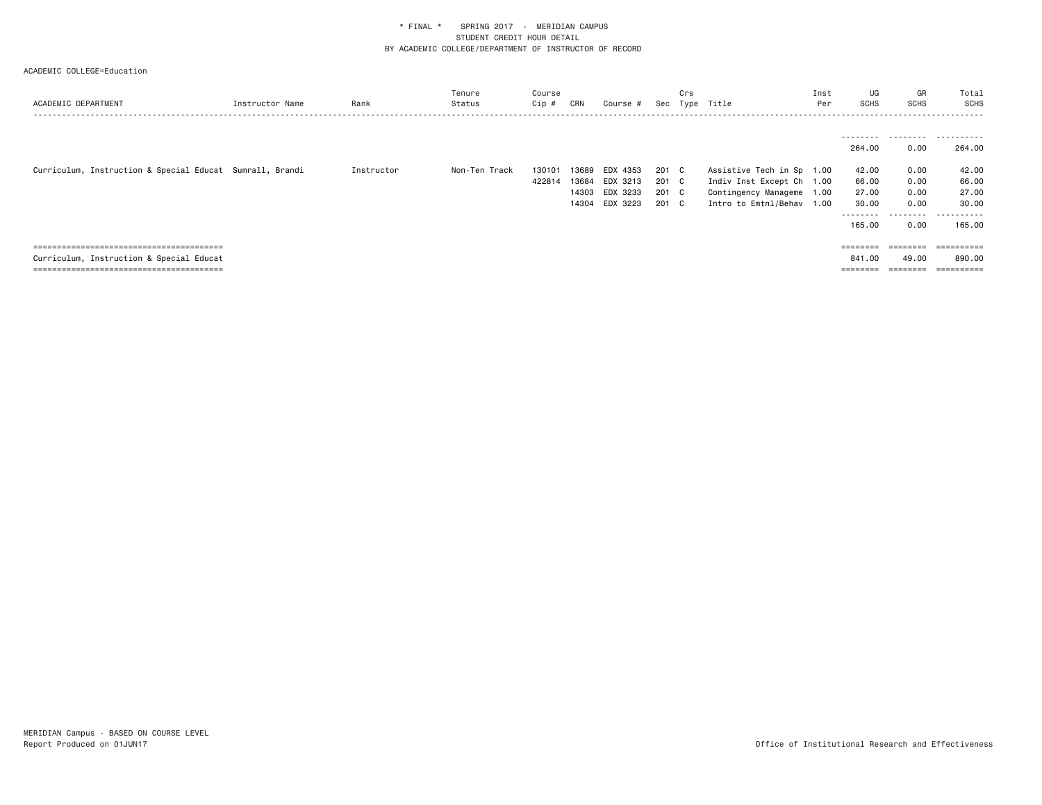\* FINAL \* SPRING 2017 - MERIDIAN CAMPUS
STUDENT CREDIT HOUR DETAIL
BY ACADEMIC COLLEGE/DEPARTMENT OF INSTRUCTOR OF RECORD

ACADEMIC COLLEGE=Education

| ACADEMIC DEPARTMENT | Instructor Name | Rank | Tenure Status | Course Cip # | CRN | Course # | Sec | Crs Type | Title | Inst Per | UG SCHS | GR SCHS | Total SCHS |
|---|---|---|---|---|---|---|---|---|---|---|---|---|---|
| | | | | | | | | | | | 264.00 | 0.00 | 264.00 |
| Curriculum, Instruction & Special Educat | Sumrall, Brandi | Instructor | Non-Ten Track | 130101 | 13689 | EDX 4353 | 201 | C | Assistive Tech in Sp | 1.00 | 42.00 | 0.00 | 42.00 |
| | | | | 422814 | 13684 | EDX 3213 | 201 | C | Indiv Inst Except Ch | 1.00 | 66.00 | 0.00 | 66.00 |
| | | | | | 14303 | EDX 3233 | 201 | C | Contingency Manageme | 1.00 | 27.00 | 0.00 | 27.00 |
| | | | | | 14304 | EDX 3223 | 201 | C | Intro to Emtnl/Behav | 1.00 | 30.00 | 0.00 | 30.00 |
| | | | | | | | | | | | 165.00 | 0.00 | 165.00 |
| Curriculum, Instruction & Special Educat | | | | | | | | | | | 841.00 | 49.00 | 890.00 |

MERIDIAN Campus - BASED ON COURSE LEVEL
Report Produced on 01JUN17

Office of Institutional Research and Effectiveness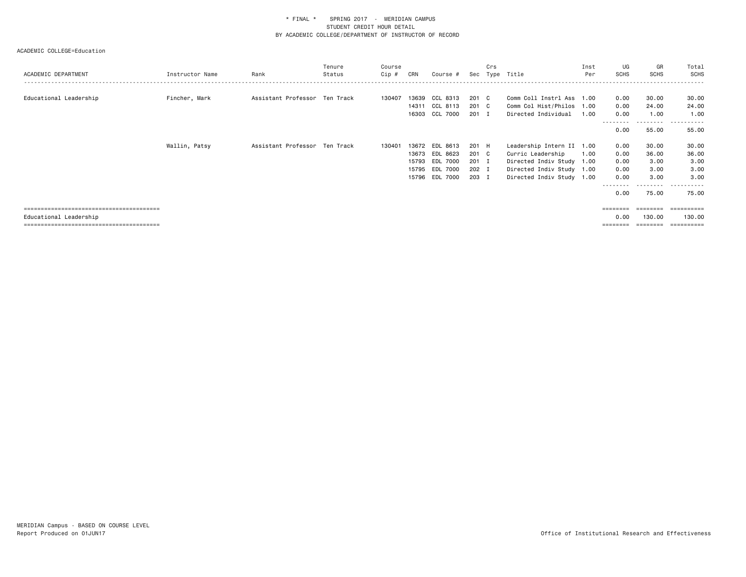\* FINAL \* SPRING 2017 - MERIDIAN CAMPUS
STUDENT CREDIT HOUR DETAIL
BY ACADEMIC COLLEGE/DEPARTMENT OF INSTRUCTOR OF RECORD

ACADEMIC COLLEGE=Education

| ACADEMIC DEPARTMENT | Instructor Name | Rank | Tenure Status | Course Cip # | CRN | Course # | Sec | Crs Type | Title | Inst Per | UG SCHS | GR SCHS | Total SCHS |
|---|---|---|---|---|---|---|---|---|---|---|---|---|---|
| Educational Leadership | Fincher, Mark | Assistant Professor | Ten Track | 130407 | 13639 | CCL 8313 | 201 | C | Comm Coll Instrl Ass | 1.00 | 0.00 | 30.00 | 30.00 |
| | | | | | 14311 | CCL 8113 | 201 | C | Comm Col Hist/Philos | 1.00 | 0.00 | 24.00 | 24.00 |
| | | | | | 16303 | CCL 7000 | 201 | I | Directed Individual | 1.00 | 0.00 | 1.00 | 1.00 |
| | | | | | | | | | | | 0.00 | 55.00 | 55.00 |
| | Wallin, Patsy | Assistant Professor | Ten Track | 130401 | 13672 | EDL 8613 | 201 | H | Leadership Intern II | 1.00 | 0.00 | 30.00 | 30.00 |
| | | | | | 13673 | EDL 8623 | 201 | C | Curric Leadership | 1.00 | 0.00 | 36.00 | 36.00 |
| | | | | | 15793 | EDL 7000 | 201 | I | Directed Indiv Study | 1.00 | 0.00 | 3.00 | 3.00 |
| | | | | | 15795 | EDL 7000 | 202 | I | Directed Indiv Study | 1.00 | 0.00 | 3.00 | 3.00 |
| | | | | | 15796 | EDL 7000 | 203 | I | Directed Indiv Study | 1.00 | 0.00 | 3.00 | 3.00 |
| | | | | | | | | | | | 0.00 | 75.00 | 75.00 |
| Educational Leadership | | | | | | | | | | | 0.00 | 130.00 | 130.00 |

MERIDIAN Campus - BASED ON COURSE LEVEL
Report Produced on 01JUN17

Office of Institutional Research and Effectiveness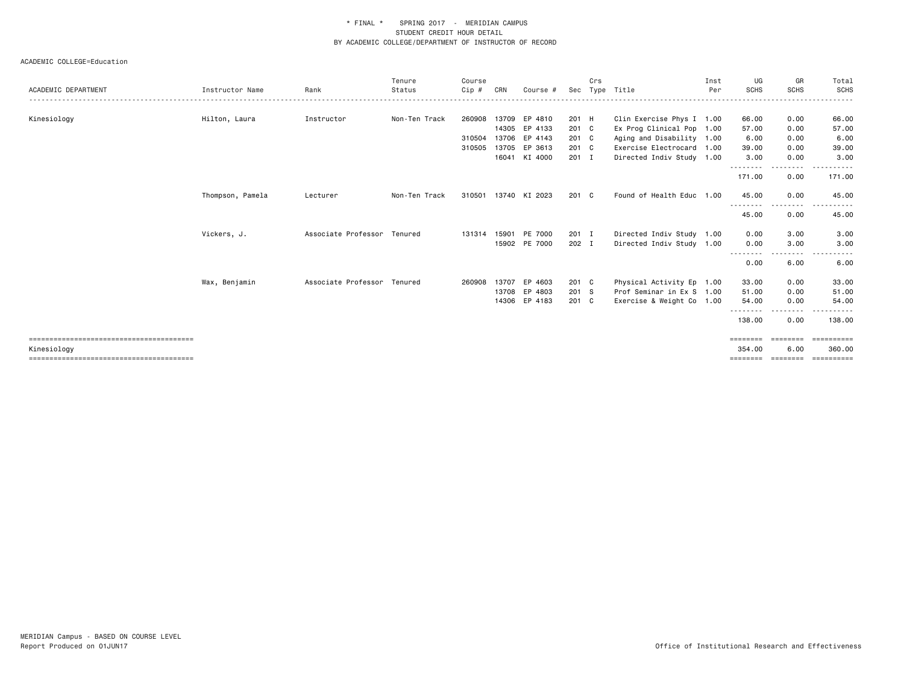\* FINAL \*    SPRING 2017  -  MERIDIAN CAMPUS
STUDENT CREDIT HOUR DETAIL
BY ACADEMIC COLLEGE/DEPARTMENT OF INSTRUCTOR OF RECORD

ACADEMIC COLLEGE=Education

| ACADEMIC DEPARTMENT | Instructor Name | Rank | Tenure Status | Course Cip # | CRN | Course # | Sec | Crs Type | Title | Inst Per | UG SCHS | GR SCHS | Total SCHS |
|---|---|---|---|---|---|---|---|---|---|---|---|---|---|
| Kinesiology | Hilton, Laura | Instructor | Non-Ten Track | 260908 | 13709 | EP 4810 | 201 | H | Clin Exercise Phys I | 1.00 | 66.00 | 0.00 | 66.00 |
| | | | | | 14305 | EP 4133 | 201 | C | Ex Prog Clinical Pop | 1.00 | 57.00 | 0.00 | 57.00 |
| | | | | 310504 | 13706 | EP 4143 | 201 | C | Aging and Disability | 1.00 | 6.00 | 0.00 | 6.00 |
| | | | | 310505 | 13705 | EP 3613 | 201 | C | Exercise Electrocard | 1.00 | 39.00 | 0.00 | 39.00 |
| | | | | | 16041 | KI 4000 | 201 | I | Directed Indiv Study | 1.00 | 3.00 | 0.00 | 3.00 |
| | | | | | | | | | | | 171.00 | 0.00 | 171.00 |
| | Thompson, Pamela | Lecturer | Non-Ten Track | 310501 | 13740 | KI 2023 | 201 | C | Found of Health Educ | 1.00 | 45.00 | 0.00 | 45.00 |
| | | | | | | | | | | | 45.00 | 0.00 | 45.00 |
| | Vickers, J. | Associate Professor | Tenured | 131314 | 15901 | PE 7000 | 201 | I | Directed Indiv Study | 1.00 | 0.00 | 3.00 | 3.00 |
| | | | | | 15902 | PE 7000 | 202 | I | Directed Indiv Study | 1.00 | 0.00 | 3.00 | 3.00 |
| | | | | | | | | | | | 0.00 | 6.00 | 6.00 |
| | Wax, Benjamin | Associate Professor | Tenured | 260908 | 13707 | EP 4603 | 201 | C | Physical Activity Ep | 1.00 | 33.00 | 0.00 | 33.00 |
| | | | | | 13708 | EP 4803 | 201 | S | Prof Seminar in Ex S | 1.00 | 51.00 | 0.00 | 51.00 |
| | | | | | 14306 | EP 4183 | 201 | C | Exercise & Weight Co | 1.00 | 54.00 | 0.00 | 54.00 |
| | | | | | | | | | | | 138.00 | 0.00 | 138.00 |
| Kinesiology | | | | | | | | | | | 354.00 | 6.00 | 360.00 |

MERIDIAN Campus - BASED ON COURSE LEVEL
Report Produced on 01JUN17

Office of Institutional Research and Effectiveness